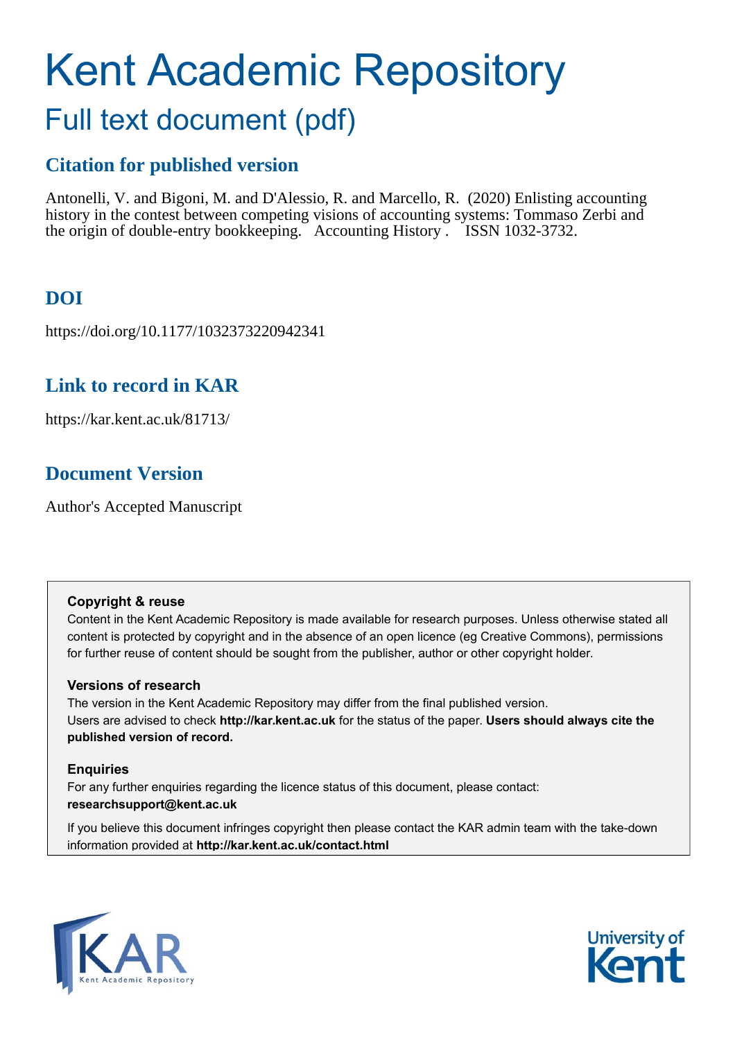# Kent Academic Repository

## Full text document (pdf)

## Citation for published version

Antonelli, V. and Bigoni, M. and D'Alessio, R. and Marcello, R. (2020) Enlisting accounting history in the contest between competing visions of accounting systems: Tommaso Zerbi and the origin of double-entry bookkeeping. Accounting History . ISSN 1032-3732.

## DOI

https://doi.org/10.1177/1032373220942341

## Link to record in KAR

https://kar.kent.ac.uk/81713/

## Document Version

Author's Accepted Manuscript

### Copyright & reuse

Content in the Kent Academic Repository is made available for research purposes. Unless otherwise stated all content is protected by copyright and in the absence of an open licence (eg Creative Commons), permissions for further reuse of content should be sought from the publisher, author or other copyright holder.

### Versions of research

The version in the Kent Academic Repository may differ from the final published version. Users are advised to check **http://kar.kent.ac.uk** for the status of the paper. **Users should always cite the published version of record.**

### Enquiries

For any further enquiries regarding the licence status of this document, please contact: **researchsupport@kent.ac.uk**

If you believe this document infringes copyright then please contact the KAR admin team with the take-down information provided at **http://kar.kent.ac.uk/contact.html**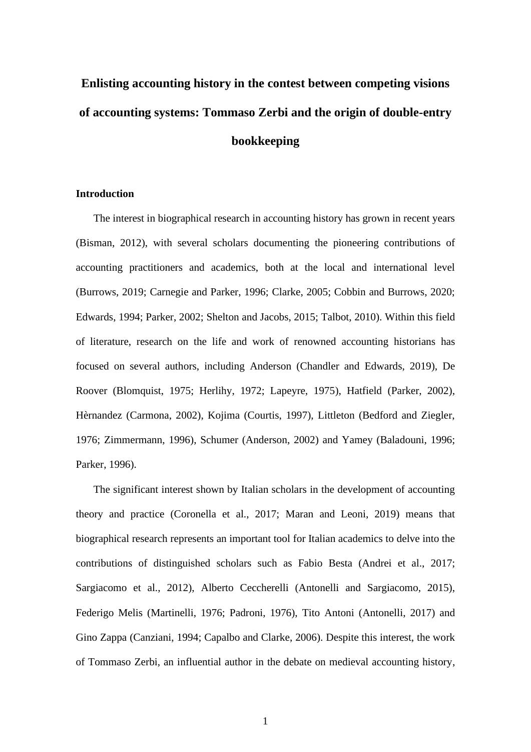# Enlisting accounting history in the contest between competing visions of accounting systems: Tommaso Zerbi and the origin of double-entry bookkeeping

## Introduction

The interest in biographical research in accounting history has grown in recent years (Bisman, 2012), with several scholars documenting the pioneering contributions of accounting practitioners and academics, both at the local and international level (Burrows, 2019; Carnegie and Parker, 1996; Clarke, 2005; Cobbin and Burrows, 2020; Edwards, 1994; Parker, 2002; Shelton and Jacobs, 2015; Talbot, 2010). Within this field of literature, research on the life and work of renowned accounting historians has focused on several authors, including Anderson (Chandler and Edwards, 2019), De Roover (Blomquist, 1975; Herlihy, 1972; Lapeyre, 1975), Hatfield (Parker, 2002), Hèrnandez (Carmona, 2002), Kojima (Courtis, 1997), Littleton (Bedford and Ziegler, 1976; Zimmermann, 1996), Schumer (Anderson, 2002) and Yamey (Baladouni, 1996; Parker, 1996).

The significant interest shown by Italian scholars in the development of accounting theory and practice (Coronella et al., 2017; Maran and Leoni, 2019) means that biographical research represents an important tool for Italian academics to delve into the contributions of distinguished scholars such as Fabio Besta (Andrei et al., 2017; Sargiacomo et al., 2012), Alberto Ceccherelli (Antonelli and Sargiacomo, 2015), Federigo Melis (Martinelli, 1976; Padroni, 1976), Tito Antoni (Antonelli, 2017) and Gino Zappa (Canziani, 1994; Capalbo and Clarke, 2006). Despite this interest, the work of Tommaso Zerbi, an influential author in the debate on medieval accounting history,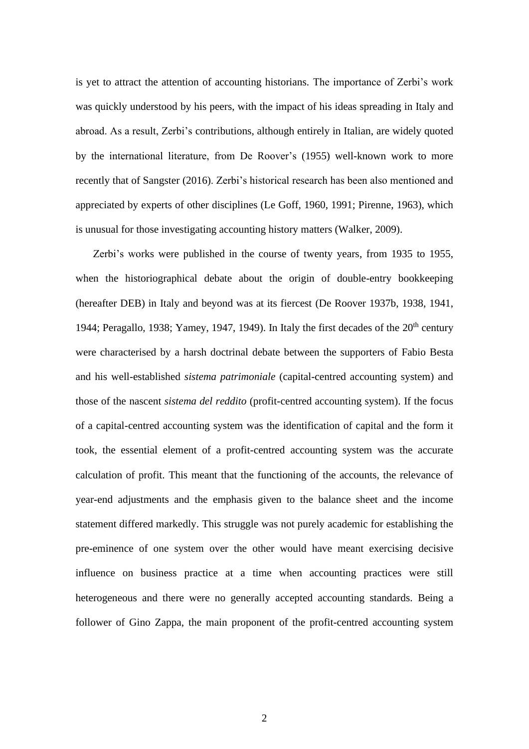is yet to attract the attention of accounting historians. The importance of Zerbi's work was quickly understood by his peers, with the impact of his ideas spreading in Italy and abroad. As a result, Zerbi's contributions, although entirely in Italian, are widely quoted by the international literature, from De Roover's (1955) well-known work to more recently that of Sangster (2016). Zerbi's historical research has been also mentioned and appreciated by experts of other disciplines (Le Goff, 1960, 1991; Pirenne, 1963), which is unusual for those investigating accounting history matters (Walker, 2009).

Zerbi's works were published in the course of twenty years, from 1935 to 1955, when the historiographical debate about the origin of double-entry bookkeeping (hereafter DEB) in Italy and beyond was at its fiercest (De Roover 1937b, 1938, 1941, 1944; Peragallo, 1938; Yamey, 1947, 1949). In Italy the first decades of the 20th century were characterised by a harsh doctrinal debate between the supporters of Fabio Besta and his well-established *sistema patrimoniale* (capital-centred accounting system) and those of the nascent *sistema del reddito* (profit-centred accounting system). If the focus of a capital-centred accounting system was the identification of capital and the form it took, the essential element of a profit-centred accounting system was the accurate calculation of profit. This meant that the functioning of the accounts, the relevance of year-end adjustments and the emphasis given to the balance sheet and the income statement differed markedly. This struggle was not purely academic for establishing the pre-eminence of one system over the other would have meant exercising decisive influence on business practice at a time when accounting practices were still heterogeneous and there were no generally accepted accounting standards. Being a follower of Gino Zappa, the main proponent of the profit-centred accounting system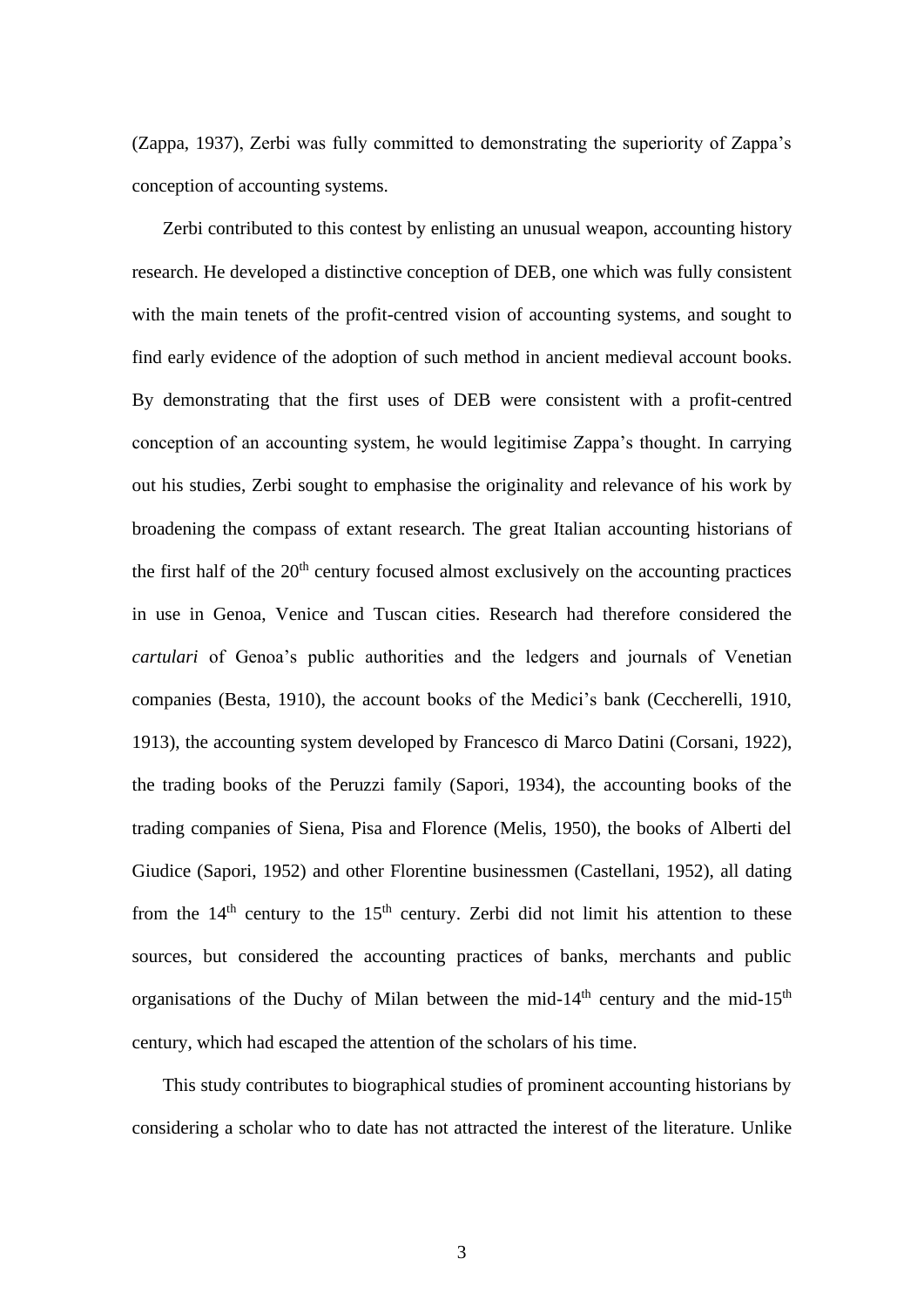(Zappa, 1937), Zerbi was fully committed to demonstrating the superiority of Zappa's conception of accounting systems.

Zerbi contributed to this contest by enlisting an unusual weapon, accounting history research. He developed a distinctive conception of DEB, one which was fully consistent with the main tenets of the profit-centred vision of accounting systems, and sought to find early evidence of the adoption of such method in ancient medieval account books. By demonstrating that the first uses of DEB were consistent with a profit-centred conception of an accounting system, he would legitimise Zappa's thought. In carrying out his studies, Zerbi sought to emphasise the originality and relevance of his work by broadening the compass of extant research. The great Italian accounting historians of the first half of the 20th century focused almost exclusively on the accounting practices in use in Genoa, Venice and Tuscan cities. Research had therefore considered the *cartulari* of Genoa's public authorities and the ledgers and journals of Venetian companies (Besta, 1910), the account books of the Medici's bank (Ceccherelli, 1910, 1913), the accounting system developed by Francesco di Marco Datini (Corsani, 1922), the trading books of the Peruzzi family (Sapori, 1934), the accounting books of the trading companies of Siena, Pisa and Florence (Melis, 1950), the books of Alberti del Giudice (Sapori, 1952) and other Florentine businessmen (Castellani, 1952), all dating from the 14th century to the 15th century. Zerbi did not limit his attention to these sources, but considered the accounting practices of banks, merchants and public organisations of the Duchy of Milan between the mid-14th century and the mid-15th century, which had escaped the attention of the scholars of his time.

This study contributes to biographical studies of prominent accounting historians by considering a scholar who to date has not attracted the interest of the literature. Unlike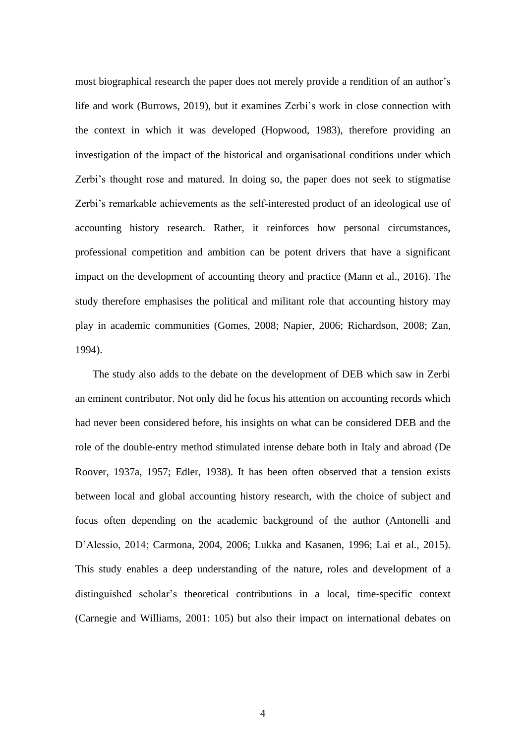most biographical research the paper does not merely provide a rendition of an author's life and work (Burrows, 2019), but it examines Zerbi's work in close connection with the context in which it was developed (Hopwood, 1983), therefore providing an investigation of the impact of the historical and organisational conditions under which Zerbi's thought rose and matured. In doing so, the paper does not seek to stigmatise Zerbi's remarkable achievements as the self-interested product of an ideological use of accounting history research. Rather, it reinforces how personal circumstances, professional competition and ambition can be potent drivers that have a significant impact on the development of accounting theory and practice (Mann et al., 2016). The study therefore emphasises the political and militant role that accounting history may play in academic communities (Gomes, 2008; Napier, 2006; Richardson, 2008; Zan, 1994).

The study also adds to the debate on the development of DEB which saw in Zerbi an eminent contributor. Not only did he focus his attention on accounting records which had never been considered before, his insights on what can be considered DEB and the role of the double-entry method stimulated intense debate both in Italy and abroad (De Roover, 1937a, 1957; Edler, 1938). It has been often observed that a tension exists between local and global accounting history research, with the choice of subject and focus often depending on the academic background of the author (Antonelli and D'Alessio, 2014; Carmona, 2004, 2006; Lukka and Kasanen, 1996; Lai et al., 2015). This study enables a deep understanding of the nature, roles and development of a distinguished scholar's theoretical contributions in a local, time-specific context (Carnegie and Williams, 2001: 105) but also their impact on international debates on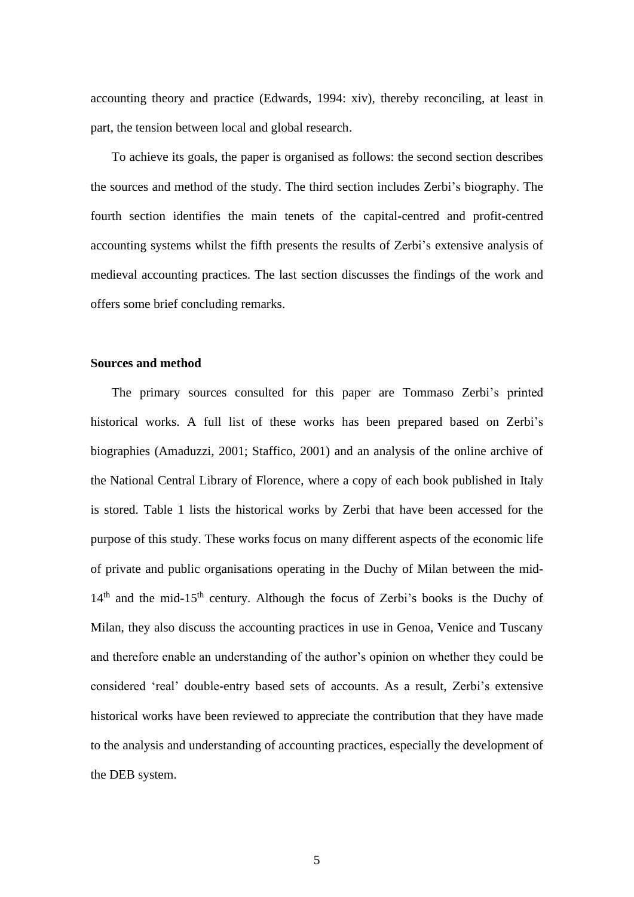accounting theory and practice (Edwards, 1994: xiv), thereby reconciling, at least in part, the tension between local and global research.

To achieve its goals, the paper is organised as follows: the second section describes the sources and method of the study. The third section includes Zerbi's biography. The fourth section identifies the main tenets of the capital-centred and profit-centred accounting systems whilst the fifth presents the results of Zerbi's extensive analysis of medieval accounting practices. The last section discusses the findings of the work and offers some brief concluding remarks.

## Sources and method

The primary sources consulted for this paper are Tommaso Zerbi's printed historical works. A full list of these works has been prepared based on Zerbi's biographies (Amaduzzi, 2001; Staffico, 2001) and an analysis of the online archive of the National Central Library of Florence, where a copy of each book published in Italy is stored. Table 1 lists the historical works by Zerbi that have been accessed for the purpose of this study. These works focus on many different aspects of the economic life of private and public organisations operating in the Duchy of Milan between the mid-14th and the mid-15th century. Although the focus of Zerbi's books is the Duchy of Milan, they also discuss the accounting practices in use in Genoa, Venice and Tuscany and therefore enable an understanding of the author's opinion on whether they could be considered 'real' double-entry based sets of accounts. As a result, Zerbi's extensive historical works have been reviewed to appreciate the contribution that they have made to the analysis and understanding of accounting practices, especially the development of the DEB system.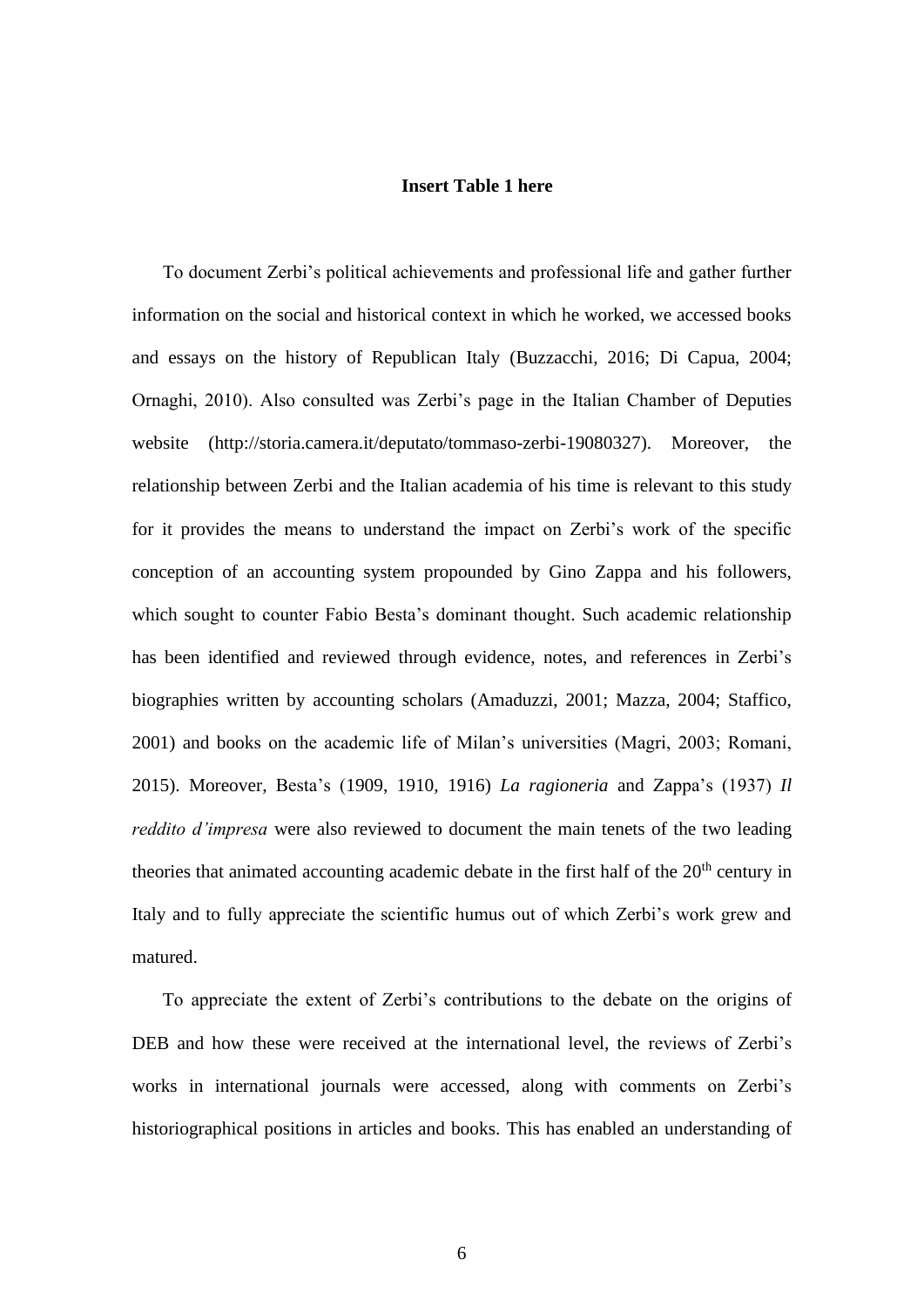**Insert Table 1 here**

To document Zerbi's political achievements and professional life and gather further information on the social and historical context in which he worked, we accessed books and essays on the history of Republican Italy (Buzzacchi, 2016; Di Capua, 2004; Ornaghi, 2010). Also consulted was Zerbi's page in the Italian Chamber of Deputies website (http://storia.camera.it/deputato/tommaso-zerbi-19080327). Moreover, the relationship between Zerbi and the Italian academia of his time is relevant to this study for it provides the means to understand the impact on Zerbi's work of the specific conception of an accounting system propounded by Gino Zappa and his followers, which sought to counter Fabio Besta's dominant thought. Such academic relationship has been identified and reviewed through evidence, notes, and references in Zerbi's biographies written by accounting scholars (Amaduzzi, 2001; Mazza, 2004; Staffico, 2001) and books on the academic life of Milan's universities (Magri, 2003; Romani, 2015). Moreover, Besta's (1909, 1910, 1916) *La ragioneria* and Zappa's (1937) *Il reddito d'impresa* were also reviewed to document the main tenets of the two leading theories that animated accounting academic debate in the first half of the 20th century in Italy and to fully appreciate the scientific humus out of which Zerbi's work grew and matured.

To appreciate the extent of Zerbi's contributions to the debate on the origins of DEB and how these were received at the international level, the reviews of Zerbi's works in international journals were accessed, along with comments on Zerbi's historiographical positions in articles and books. This has enabled an understanding of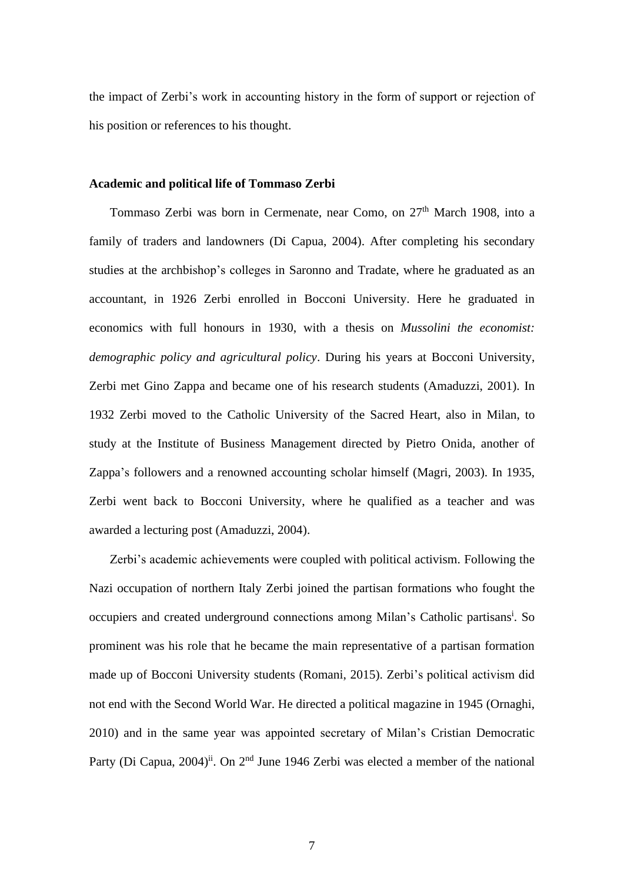the impact of Zerbi's work in accounting history in the form of support or rejection of his position or references to his thought.

### Academic and political life of Tommaso Zerbi

Tommaso Zerbi was born in Cermenate, near Como, on 27th March 1908, into a family of traders and landowners (Di Capua, 2004). After completing his secondary studies at the archbishop's colleges in Saronno and Tradate, where he graduated as an accountant, in 1926 Zerbi enrolled in Bocconi University. Here he graduated in economics with full honours in 1930, with a thesis on *Mussolini the economist: demographic policy and agricultural policy*. During his years at Bocconi University, Zerbi met Gino Zappa and became one of his research students (Amaduzzi, 2001). In 1932 Zerbi moved to the Catholic University of the Sacred Heart, also in Milan, to study at the Institute of Business Management directed by Pietro Onida, another of Zappa's followers and a renowned accounting scholar himself (Magri, 2003). In 1935, Zerbi went back to Bocconi University, where he qualified as a teacher and was awarded a lecturing post (Amaduzzi, 2004).

Zerbi's academic achievements were coupled with political activism. Following the Nazi occupation of northern Italy Zerbi joined the partisan formations who fought the occupiers and created underground connections among Milan's Catholic partisans[i]. So prominent was his role that he became the main representative of a partisan formation made up of Bocconi University students (Romani, 2015). Zerbi's political activism did not end with the Second World War. He directed a political magazine in 1945 (Ornaghi, 2010) and in the same year was appointed secretary of Milan's Cristian Democratic Party (Di Capua, 2004)[ii]. On 2nd June 1946 Zerbi was elected a member of the national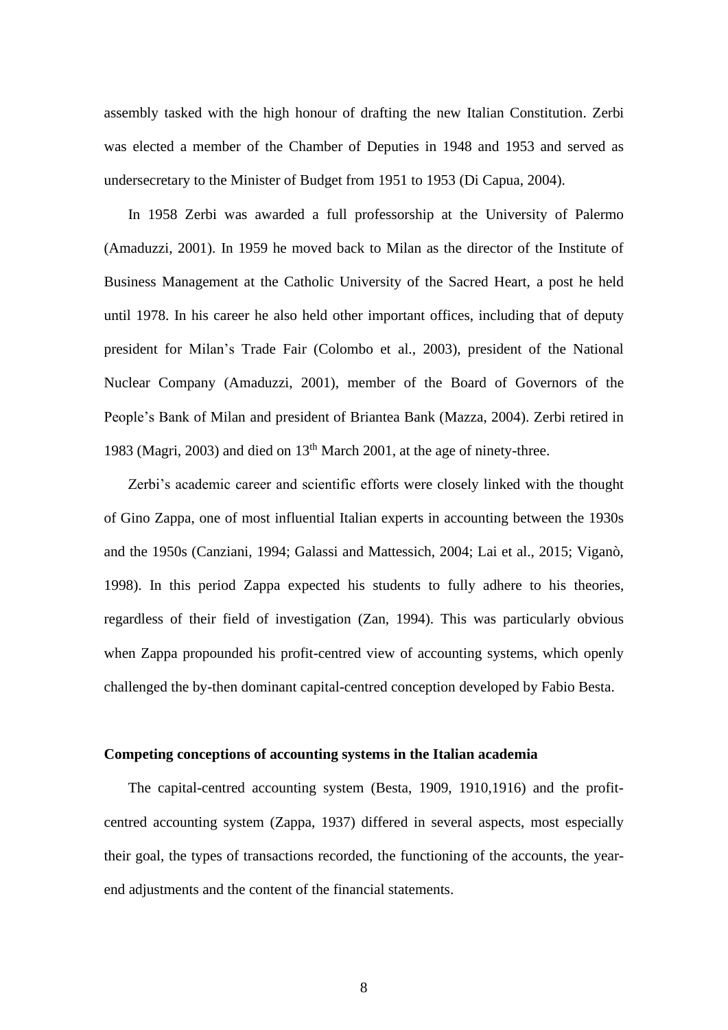assembly tasked with the high honour of drafting the new Italian Constitution. Zerbi was elected a member of the Chamber of Deputies in 1948 and 1953 and served as undersecretary to the Minister of Budget from 1951 to 1953 (Di Capua, 2004).

In 1958 Zerbi was awarded a full professorship at the University of Palermo (Amaduzzi, 2001). In 1959 he moved back to Milan as the director of the Institute of Business Management at the Catholic University of the Sacred Heart, a post he held until 1978. In his career he also held other important offices, including that of deputy president for Milan's Trade Fair (Colombo et al., 2003), president of the National Nuclear Company (Amaduzzi, 2001), member of the Board of Governors of the People's Bank of Milan and president of Briantea Bank (Mazza, 2004). Zerbi retired in 1983 (Magri, 2003) and died on 13th March 2001, at the age of ninety-three.

Zerbi's academic career and scientific efforts were closely linked with the thought of Gino Zappa, one of most influential Italian experts in accounting between the 1930s and the 1950s (Canziani, 1994; Galassi and Mattessich, 2004; Lai et al., 2015; Viganò, 1998). In this period Zappa expected his students to fully adhere to his theories, regardless of their field of investigation (Zan, 1994). This was particularly obvious when Zappa propounded his profit-centred view of accounting systems, which openly challenged the by-then dominant capital-centred conception developed by Fabio Besta.

## Competing conceptions of accounting systems in the Italian academia

The capital-centred accounting system (Besta, 1909, 1910,1916) and the profit-centred accounting system (Zappa, 1937) differed in several aspects, most especially their goal, the types of transactions recorded, the functioning of the accounts, the year-end adjustments and the content of the financial statements.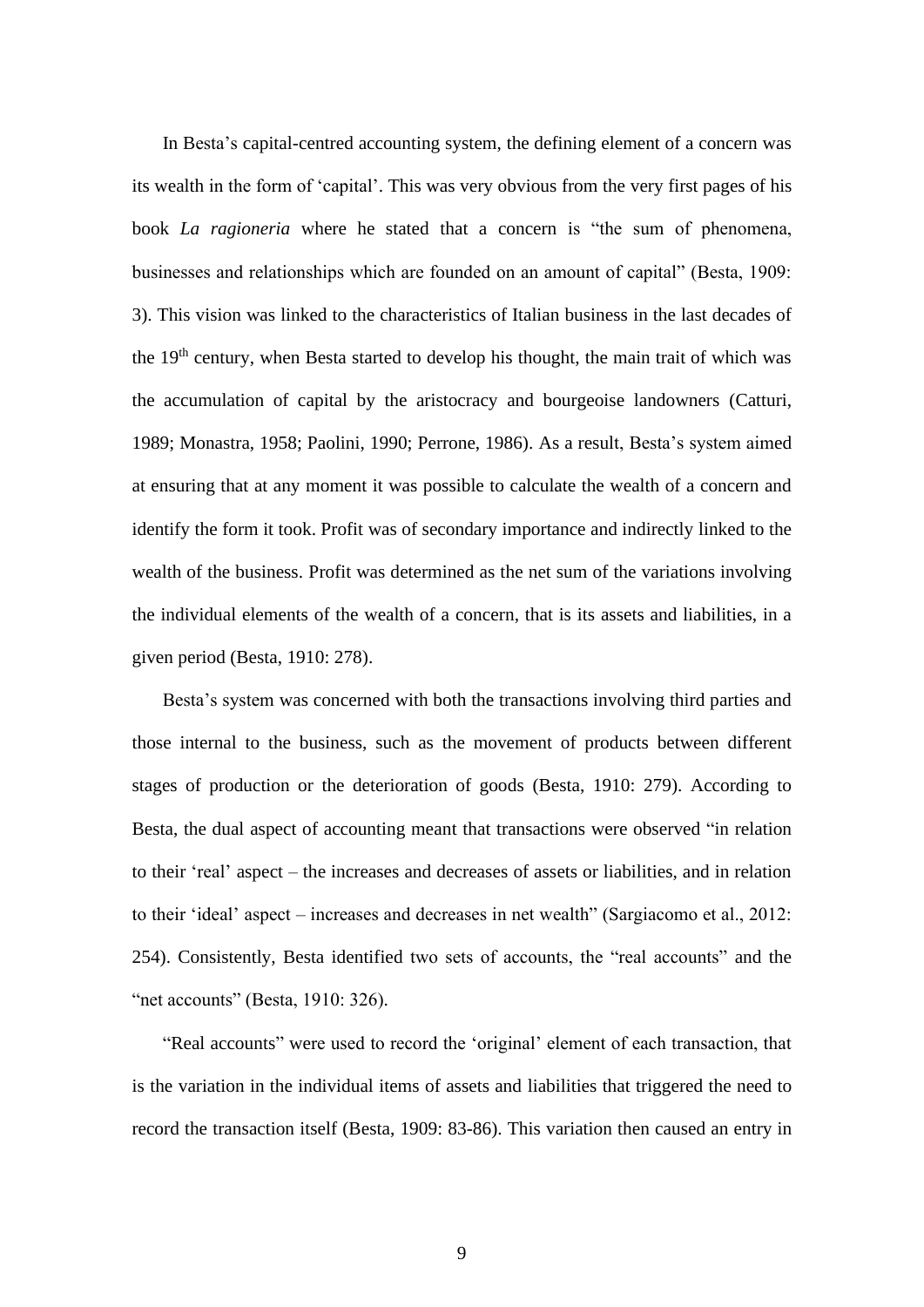In Besta's capital-centred accounting system, the defining element of a concern was its wealth in the form of 'capital'. This was very obvious from the very first pages of his book *La ragioneria* where he stated that a concern is "the sum of phenomena, businesses and relationships which are founded on an amount of capital" (Besta, 1909: 3). This vision was linked to the characteristics of Italian business in the last decades of the 19th century, when Besta started to develop his thought, the main trait of which was the accumulation of capital by the aristocracy and bourgeoise landowners (Catturi, 1989; Monastra, 1958; Paolini, 1990; Perrone, 1986). As a result, Besta's system aimed at ensuring that at any moment it was possible to calculate the wealth of a concern and identify the form it took. Profit was of secondary importance and indirectly linked to the wealth of the business. Profit was determined as the net sum of the variations involving the individual elements of the wealth of a concern, that is its assets and liabilities, in a given period (Besta, 1910: 278).

Besta's system was concerned with both the transactions involving third parties and those internal to the business, such as the movement of products between different stages of production or the deterioration of goods (Besta, 1910: 279). According to Besta, the dual aspect of accounting meant that transactions were observed "in relation to their 'real' aspect – the increases and decreases of assets or liabilities, and in relation to their 'ideal' aspect – increases and decreases in net wealth" (Sargiacomo et al., 2012: 254). Consistently, Besta identified two sets of accounts, the "real accounts" and the "net accounts" (Besta, 1910: 326).

"Real accounts" were used to record the 'original' element of each transaction, that is the variation in the individual items of assets and liabilities that triggered the need to record the transaction itself (Besta, 1909: 83-86). This variation then caused an entry in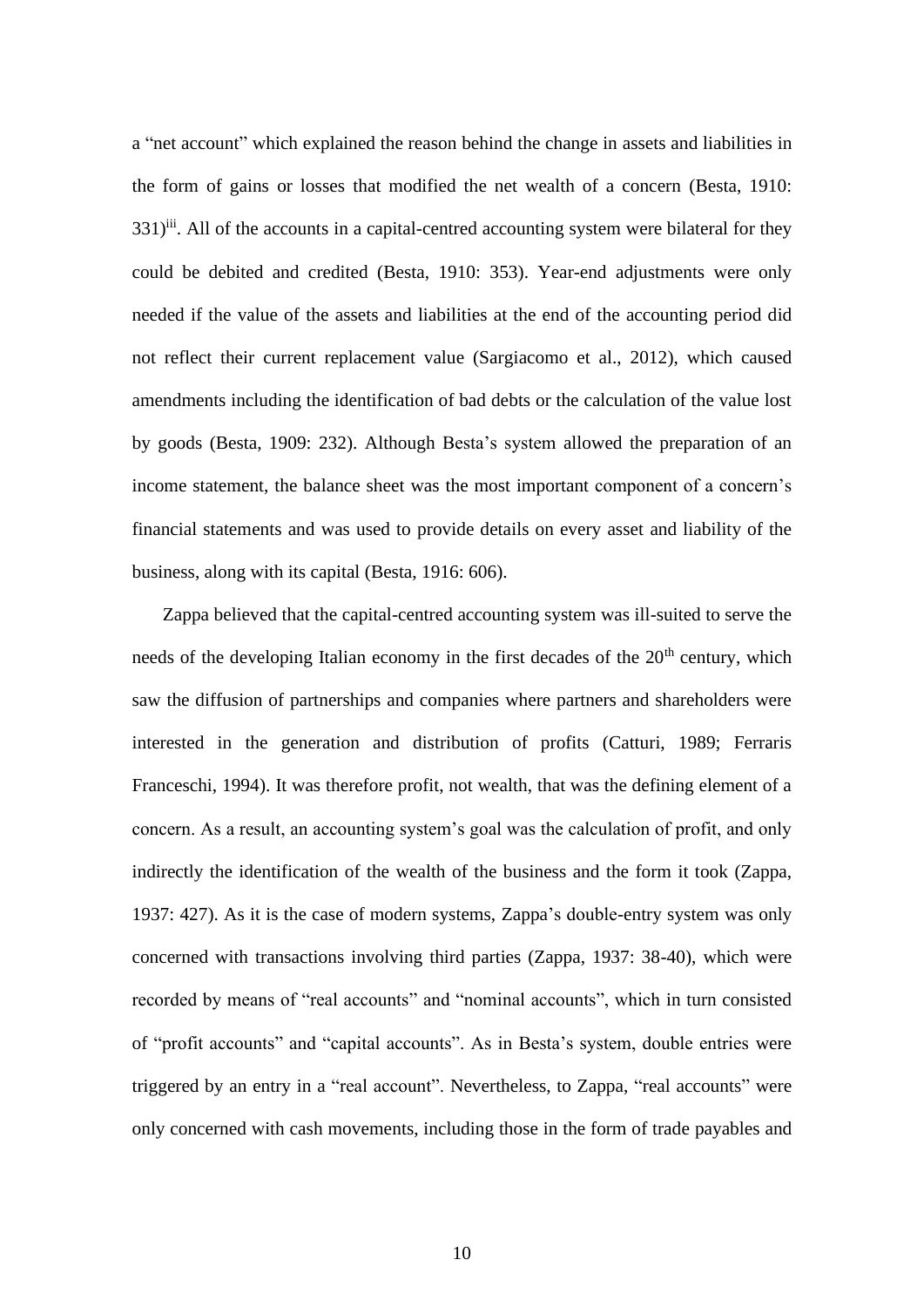a "net account" which explained the reason behind the change in assets and liabilities in the form of gains or losses that modified the net wealth of a concern (Besta, 1910: 331)[iii]. All of the accounts in a capital-centred accounting system were bilateral for they could be debited and credited (Besta, 1910: 353). Year-end adjustments were only needed if the value of the assets and liabilities at the end of the accounting period did not reflect their current replacement value (Sargiacomo et al., 2012), which caused amendments including the identification of bad debts or the calculation of the value lost by goods (Besta, 1909: 232). Although Besta's system allowed the preparation of an income statement, the balance sheet was the most important component of a concern's financial statements and was used to provide details on every asset and liability of the business, along with its capital (Besta, 1916: 606).

Zappa believed that the capital-centred accounting system was ill-suited to serve the needs of the developing Italian economy in the first decades of the 20th century, which saw the diffusion of partnerships and companies where partners and shareholders were interested in the generation and distribution of profits (Catturi, 1989; Ferraris Franceschi, 1994). It was therefore profit, not wealth, that was the defining element of a concern. As a result, an accounting system's goal was the calculation of profit, and only indirectly the identification of the wealth of the business and the form it took (Zappa, 1937: 427). As it is the case of modern systems, Zappa's double-entry system was only concerned with transactions involving third parties (Zappa, 1937: 38-40), which were recorded by means of "real accounts" and "nominal accounts", which in turn consisted of "profit accounts" and "capital accounts". As in Besta's system, double entries were triggered by an entry in a "real account". Nevertheless, to Zappa, "real accounts" were only concerned with cash movements, including those in the form of trade payables and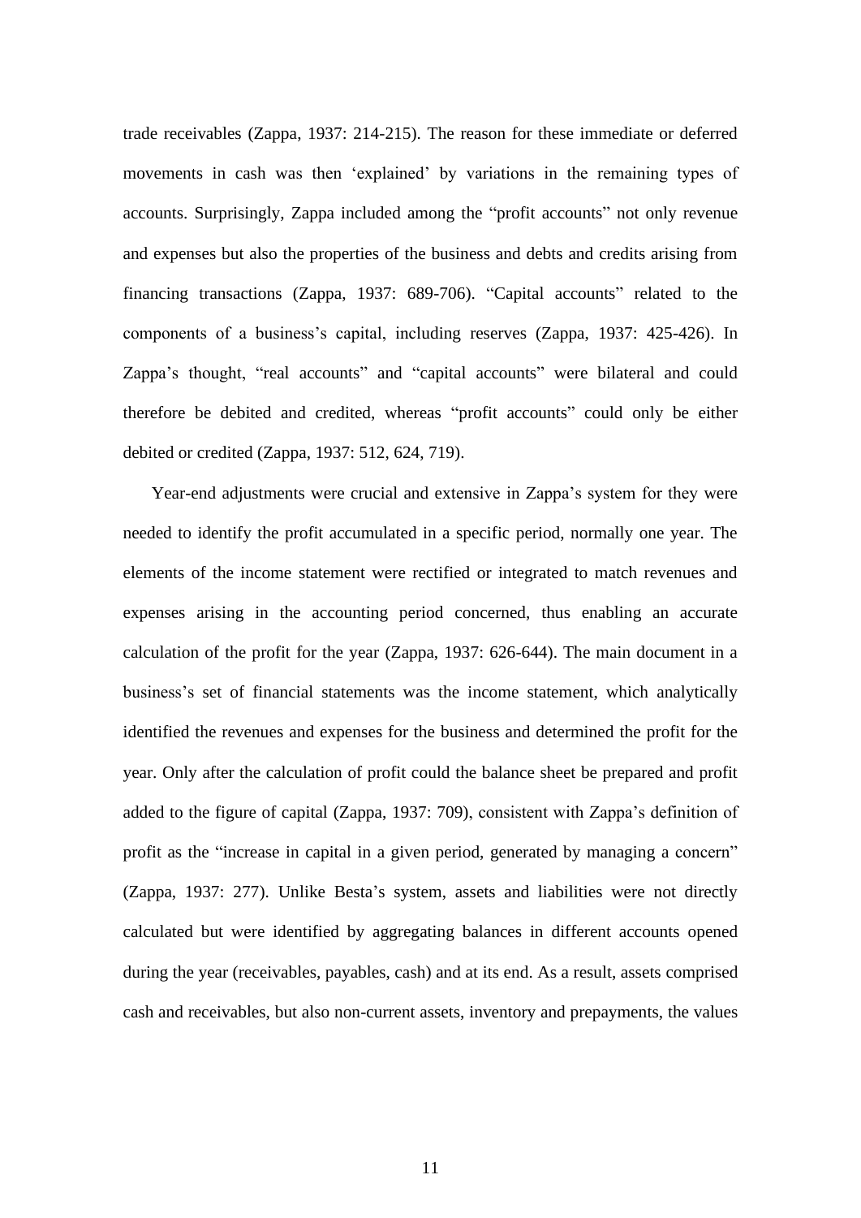trade receivables (Zappa, 1937: 214-215). The reason for these immediate or deferred movements in cash was then 'explained' by variations in the remaining types of accounts. Surprisingly, Zappa included among the "profit accounts" not only revenue and expenses but also the properties of the business and debts and credits arising from financing transactions (Zappa, 1937: 689-706). "Capital accounts" related to the components of a business's capital, including reserves (Zappa, 1937: 425-426). In Zappa's thought, "real accounts" and "capital accounts" were bilateral and could therefore be debited and credited, whereas "profit accounts" could only be either debited or credited (Zappa, 1937: 512, 624, 719).

Year-end adjustments were crucial and extensive in Zappa's system for they were needed to identify the profit accumulated in a specific period, normally one year. The elements of the income statement were rectified or integrated to match revenues and expenses arising in the accounting period concerned, thus enabling an accurate calculation of the profit for the year (Zappa, 1937: 626-644). The main document in a business's set of financial statements was the income statement, which analytically identified the revenues and expenses for the business and determined the profit for the year. Only after the calculation of profit could the balance sheet be prepared and profit added to the figure of capital (Zappa, 1937: 709), consistent with Zappa's definition of profit as the "increase in capital in a given period, generated by managing a concern" (Zappa, 1937: 277). Unlike Besta's system, assets and liabilities were not directly calculated but were identified by aggregating balances in different accounts opened during the year (receivables, payables, cash) and at its end. As a result, assets comprised cash and receivables, but also non-current assets, inventory and prepayments, the values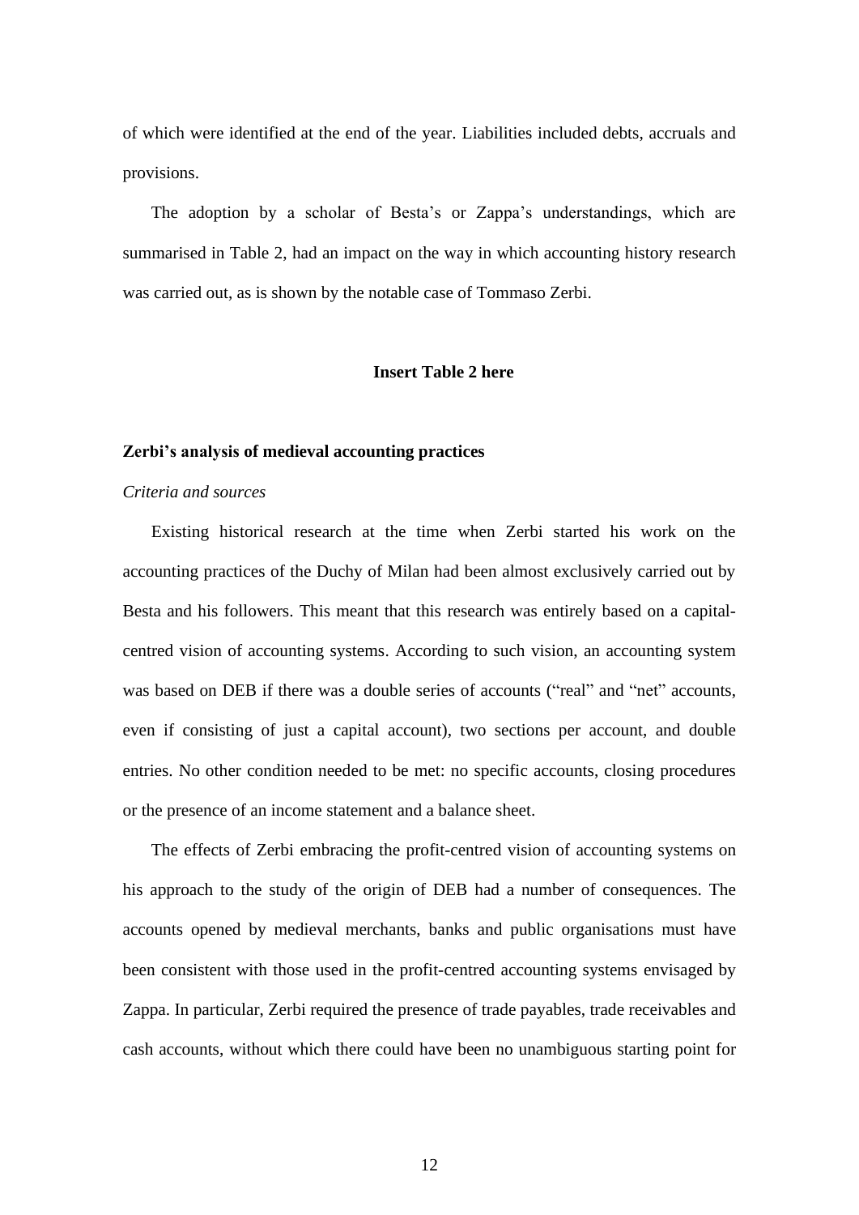of which were identified at the end of the year. Liabilities included debts, accruals and provisions.

The adoption by a scholar of Besta's or Zappa's understandings, which are summarised in Table 2, had an impact on the way in which accounting history research was carried out, as is shown by the notable case of Tommaso Zerbi.

**Insert Table 2 here**

## Zerbi's analysis of medieval accounting practices

### *Criteria and sources*

Existing historical research at the time when Zerbi started his work on the accounting practices of the Duchy of Milan had been almost exclusively carried out by Besta and his followers. This meant that this research was entirely based on a capital-centred vision of accounting systems. According to such vision, an accounting system was based on DEB if there was a double series of accounts ("real" and "net" accounts, even if consisting of just a capital account), two sections per account, and double entries. No other condition needed to be met: no specific accounts, closing procedures or the presence of an income statement and a balance sheet.

The effects of Zerbi embracing the profit-centred vision of accounting systems on his approach to the study of the origin of DEB had a number of consequences. The accounts opened by medieval merchants, banks and public organisations must have been consistent with those used in the profit-centred accounting systems envisaged by Zappa. In particular, Zerbi required the presence of trade payables, trade receivables and cash accounts, without which there could have been no unambiguous starting point for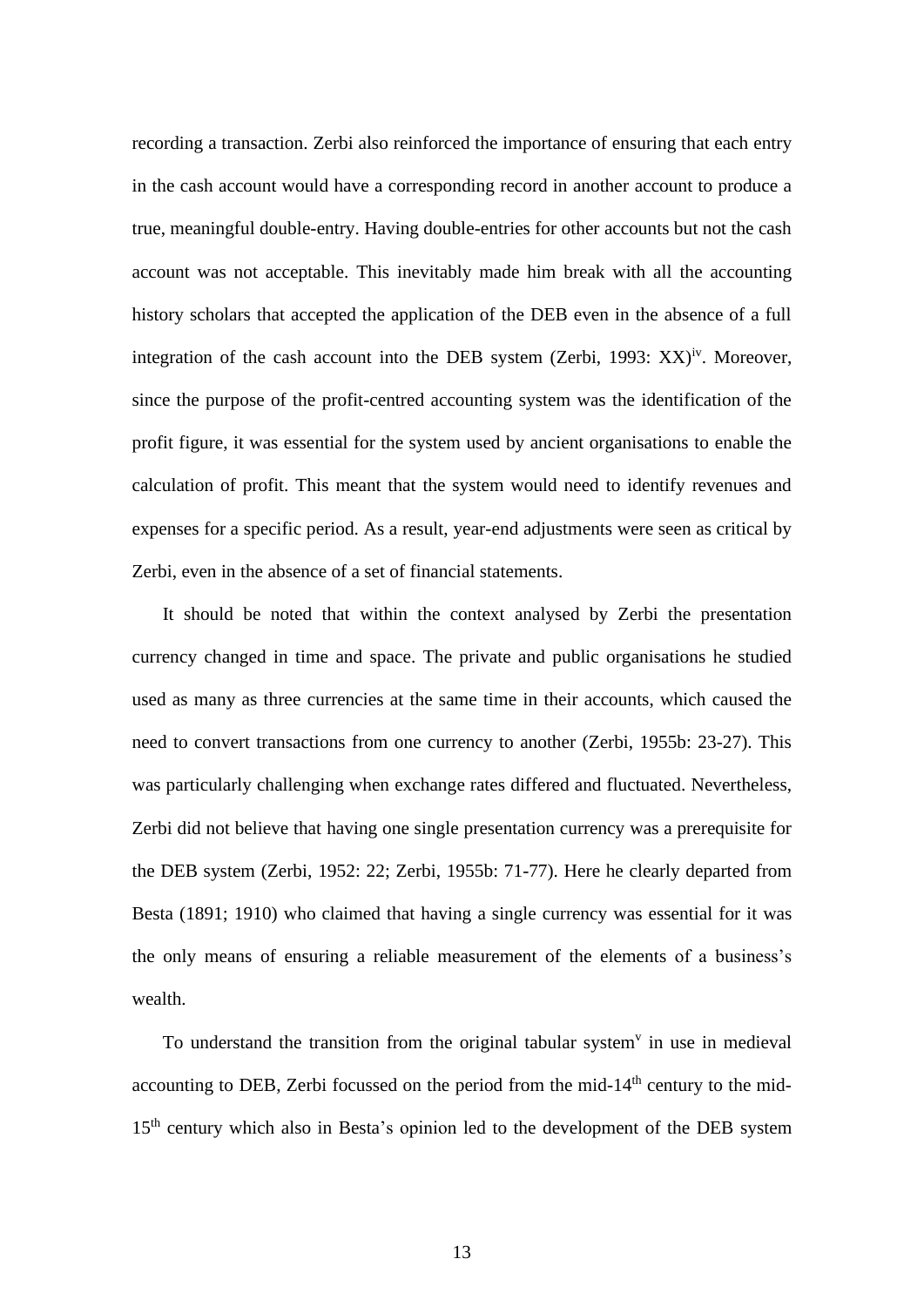recording a transaction. Zerbi also reinforced the importance of ensuring that each entry in the cash account would have a corresponding record in another account to produce a true, meaningful double-entry. Having double-entries for other accounts but not the cash account was not acceptable. This inevitably made him break with all the accounting history scholars that accepted the application of the DEB even in the absence of a full integration of the cash account into the DEB system (Zerbi, 1993: XX)[iv]. Moreover, since the purpose of the profit-centred accounting system was the identification of the profit figure, it was essential for the system used by ancient organisations to enable the calculation of profit. This meant that the system would need to identify revenues and expenses for a specific period. As a result, year-end adjustments were seen as critical by Zerbi, even in the absence of a set of financial statements.

It should be noted that within the context analysed by Zerbi the presentation currency changed in time and space. The private and public organisations he studied used as many as three currencies at the same time in their accounts, which caused the need to convert transactions from one currency to another (Zerbi, 1955b: 23-27). This was particularly challenging when exchange rates differed and fluctuated. Nevertheless, Zerbi did not believe that having one single presentation currency was a prerequisite for the DEB system (Zerbi, 1952: 22; Zerbi, 1955b: 71-77). Here he clearly departed from Besta (1891; 1910) who claimed that having a single currency was essential for it was the only means of ensuring a reliable measurement of the elements of a business's wealth.

To understand the transition from the original tabular system[v] in use in medieval accounting to DEB, Zerbi focussed on the period from the mid-14th century to the mid-15th century which also in Besta's opinion led to the development of the DEB system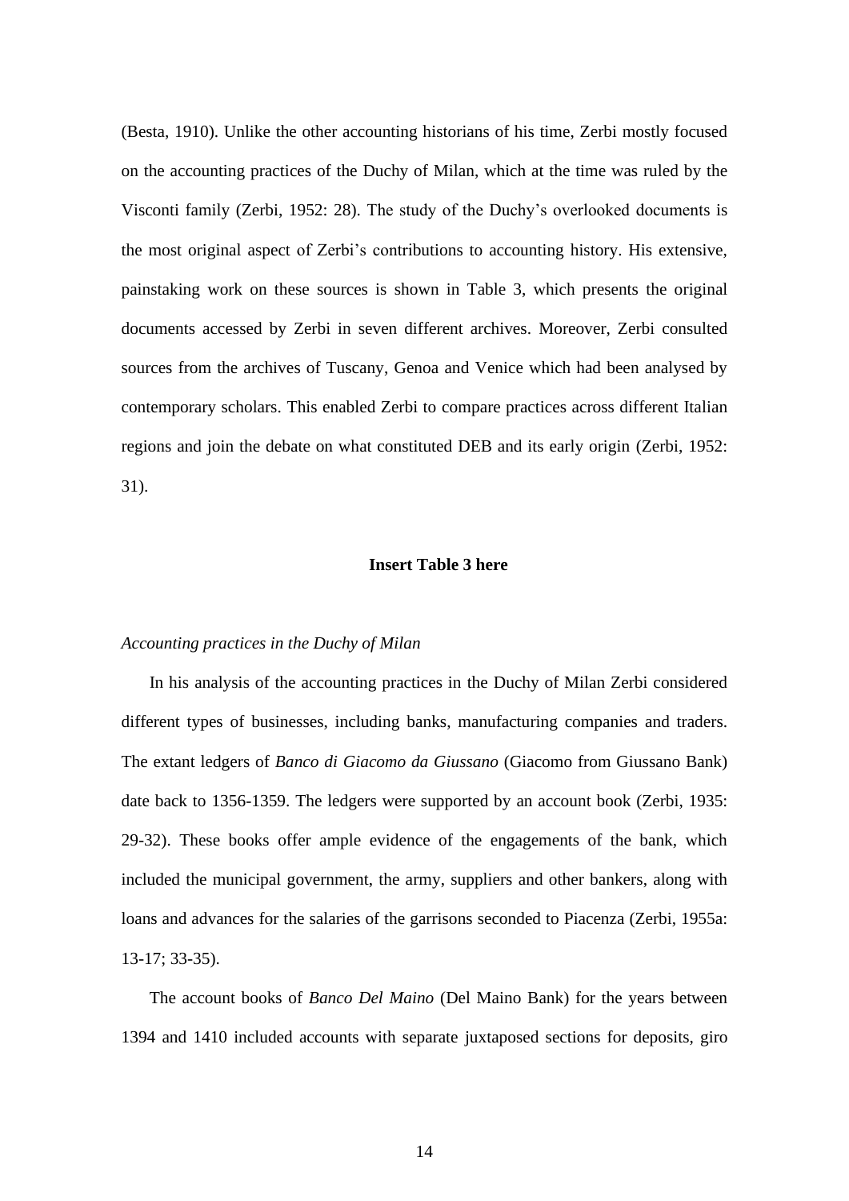(Besta, 1910). Unlike the other accounting historians of his time, Zerbi mostly focused on the accounting practices of the Duchy of Milan, which at the time was ruled by the Visconti family (Zerbi, 1952: 28). The study of the Duchy's overlooked documents is the most original aspect of Zerbi's contributions to accounting history. His extensive, painstaking work on these sources is shown in Table 3, which presents the original documents accessed by Zerbi in seven different archives. Moreover, Zerbi consulted sources from the archives of Tuscany, Genoa and Venice which had been analysed by contemporary scholars. This enabled Zerbi to compare practices across different Italian regions and join the debate on what constituted DEB and its early origin (Zerbi, 1952: 31).

**Insert Table 3 here**

*Accounting practices in the Duchy of Milan*

In his analysis of the accounting practices in the Duchy of Milan Zerbi considered different types of businesses, including banks, manufacturing companies and traders. The extant ledgers of *Banco di Giacomo da Giussano* (Giacomo from Giussano Bank) date back to 1356-1359. The ledgers were supported by an account book (Zerbi, 1935: 29-32). These books offer ample evidence of the engagements of the bank, which included the municipal government, the army, suppliers and other bankers, along with loans and advances for the salaries of the garrisons seconded to Piacenza (Zerbi, 1955a: 13-17; 33-35).

The account books of *Banco Del Maino* (Del Maino Bank) for the years between 1394 and 1410 included accounts with separate juxtaposed sections for deposits, giro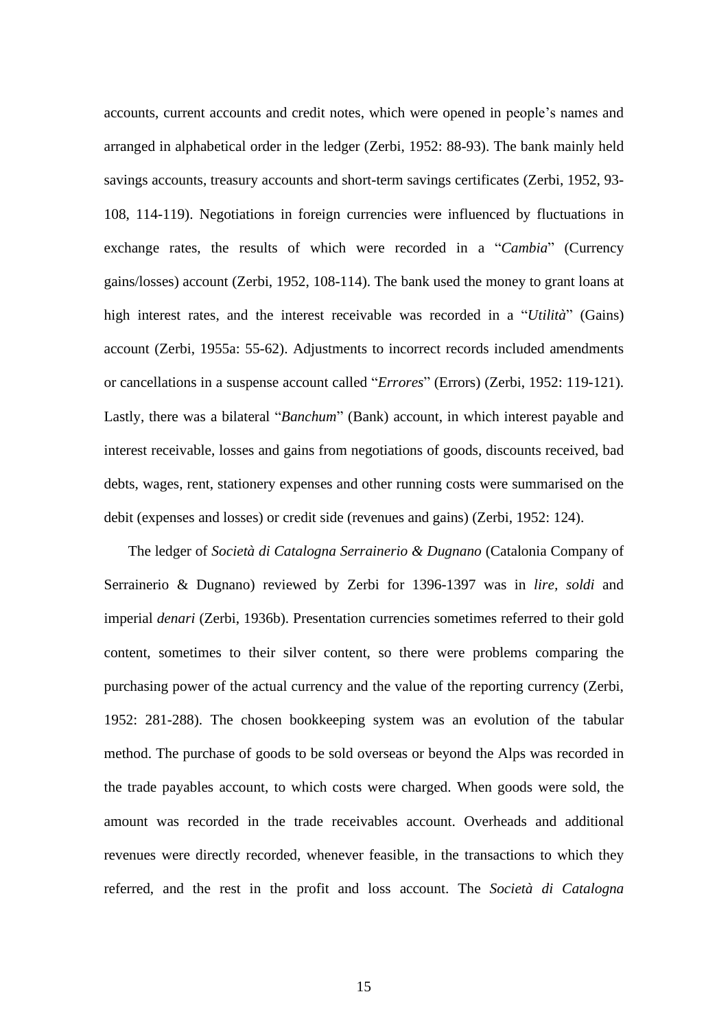accounts, current accounts and credit notes, which were opened in people's names and arranged in alphabetical order in the ledger (Zerbi, 1952: 88-93). The bank mainly held savings accounts, treasury accounts and short-term savings certificates (Zerbi, 1952, 93-108, 114-119). Negotiations in foreign currencies were influenced by fluctuations in exchange rates, the results of which were recorded in a "*Cambia*" (Currency gains/losses) account (Zerbi, 1952, 108-114). The bank used the money to grant loans at high interest rates, and the interest receivable was recorded in a "*Utilità*" (Gains) account (Zerbi, 1955a: 55-62). Adjustments to incorrect records included amendments or cancellations in a suspense account called "*Errores*" (Errors) (Zerbi, 1952: 119-121). Lastly, there was a bilateral "*Banchum*" (Bank) account, in which interest payable and interest receivable, losses and gains from negotiations of goods, discounts received, bad debts, wages, rent, stationery expenses and other running costs were summarised on the debit (expenses and losses) or credit side (revenues and gains) (Zerbi, 1952: 124).

The ledger of *Società di Catalogna Serrainerio & Dugnano* (Catalonia Company of Serrainerio & Dugnano) reviewed by Zerbi for 1396-1397 was in *lire, soldi* and imperial *denari* (Zerbi, 1936b). Presentation currencies sometimes referred to their gold content, sometimes to their silver content, so there were problems comparing the purchasing power of the actual currency and the value of the reporting currency (Zerbi, 1952: 281-288). The chosen bookkeeping system was an evolution of the tabular method. The purchase of goods to be sold overseas or beyond the Alps was recorded in the trade payables account, to which costs were charged. When goods were sold, the amount was recorded in the trade receivables account. Overheads and additional revenues were directly recorded, whenever feasible, in the transactions to which they referred, and the rest in the profit and loss account. The *Società di Catalogna*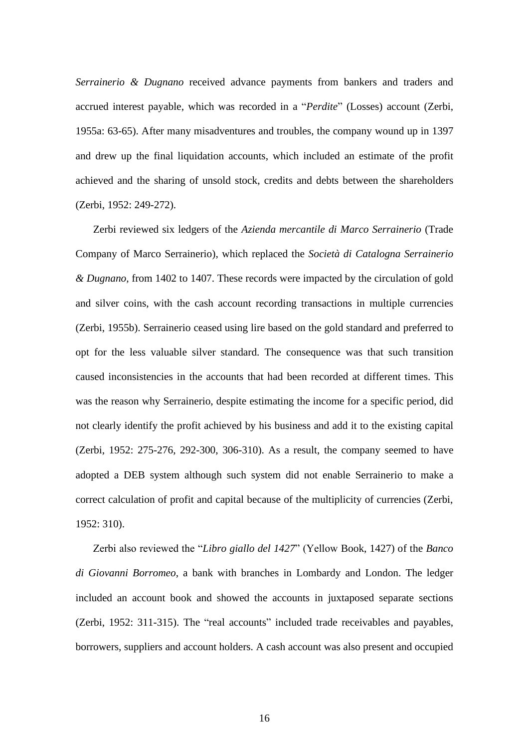*Serrainerio & Dugnano* received advance payments from bankers and traders and accrued interest payable, which was recorded in a "*Perdite*" (Losses) account (Zerbi, 1955a: 63-65). After many misadventures and troubles, the company wound up in 1397 and drew up the final liquidation accounts, which included an estimate of the profit achieved and the sharing of unsold stock, credits and debts between the shareholders (Zerbi, 1952: 249-272).

Zerbi reviewed six ledgers of the *Azienda mercantile di Marco Serrainerio* (Trade Company of Marco Serrainerio), which replaced the *Società di Catalogna Serrainerio & Dugnano,* from 1402 to 1407. These records were impacted by the circulation of gold and silver coins, with the cash account recording transactions in multiple currencies (Zerbi, 1955b). Serrainerio ceased using lire based on the gold standard and preferred to opt for the less valuable silver standard. The consequence was that such transition caused inconsistencies in the accounts that had been recorded at different times. This was the reason why Serrainerio, despite estimating the income for a specific period, did not clearly identify the profit achieved by his business and add it to the existing capital (Zerbi, 1952: 275-276, 292-300, 306-310). As a result, the company seemed to have adopted a DEB system although such system did not enable Serrainerio to make a correct calculation of profit and capital because of the multiplicity of currencies (Zerbi, 1952: 310).

Zerbi also reviewed the "*Libro giallo del 1427*" (Yellow Book, 1427) of the *Banco di Giovanni Borromeo*, a bank with branches in Lombardy and London. The ledger included an account book and showed the accounts in juxtaposed separate sections (Zerbi, 1952: 311-315). The "real accounts" included trade receivables and payables, borrowers, suppliers and account holders. A cash account was also present and occupied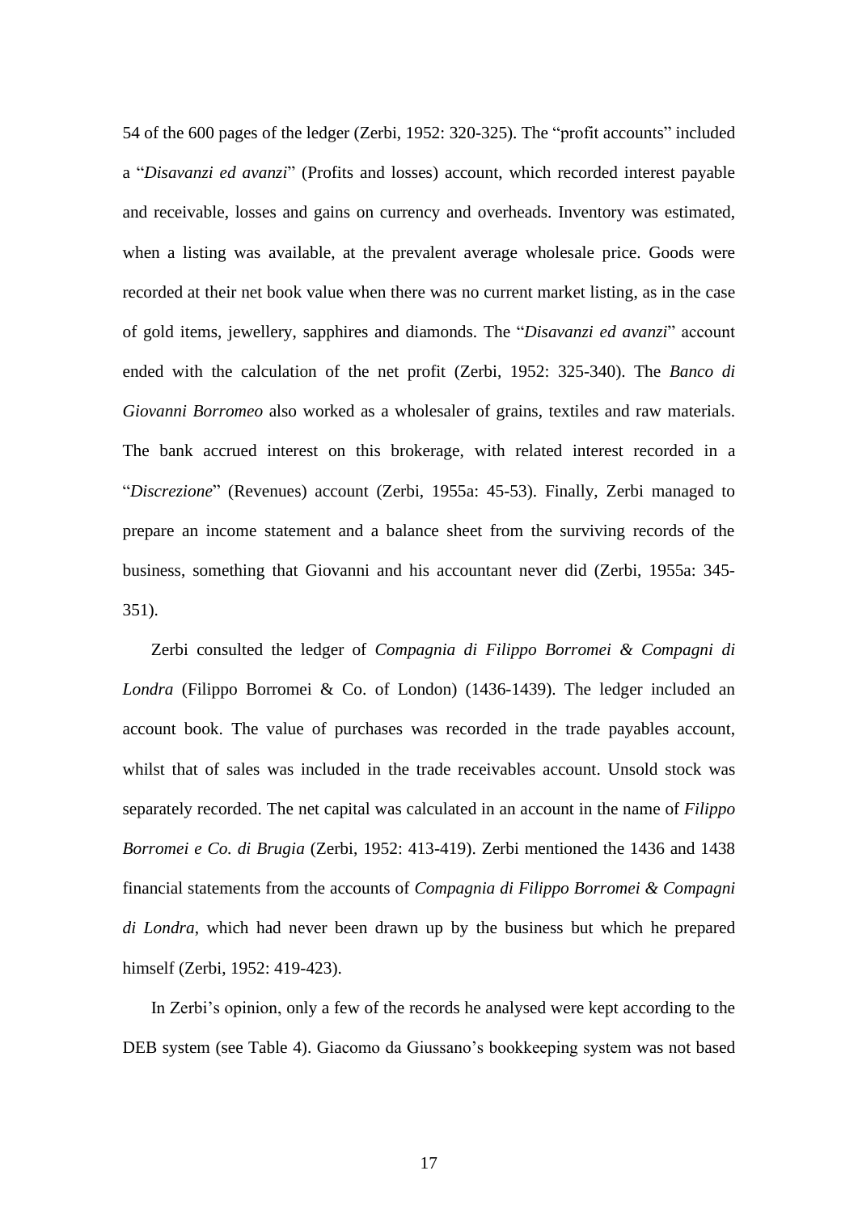54 of the 600 pages of the ledger (Zerbi, 1952: 320-325). The "profit accounts" included a "*Disavanzi ed avanzi*" (Profits and losses) account, which recorded interest payable and receivable, losses and gains on currency and overheads. Inventory was estimated, when a listing was available, at the prevalent average wholesale price. Goods were recorded at their net book value when there was no current market listing, as in the case of gold items, jewellery, sapphires and diamonds. The "*Disavanzi ed avanzi*" account ended with the calculation of the net profit (Zerbi, 1952: 325-340). The *Banco di Giovanni Borromeo* also worked as a wholesaler of grains, textiles and raw materials. The bank accrued interest on this brokerage, with related interest recorded in a "*Discrezione*" (Revenues) account (Zerbi, 1955a: 45-53). Finally, Zerbi managed to prepare an income statement and a balance sheet from the surviving records of the business, something that Giovanni and his accountant never did (Zerbi, 1955a: 345-351).

Zerbi consulted the ledger of *Compagnia di Filippo Borromei & Compagni di Londra* (Filippo Borromei & Co. of London) (1436-1439). The ledger included an account book. The value of purchases was recorded in the trade payables account, whilst that of sales was included in the trade receivables account. Unsold stock was separately recorded. The net capital was calculated in an account in the name of *Filippo Borromei e Co. di Brugia* (Zerbi, 1952: 413-419). Zerbi mentioned the 1436 and 1438 financial statements from the accounts of *Compagnia di Filippo Borromei & Compagni di Londra*, which had never been drawn up by the business but which he prepared himself (Zerbi, 1952: 419-423).

In Zerbi's opinion, only a few of the records he analysed were kept according to the DEB system (see Table 4). Giacomo da Giussano's bookkeeping system was not based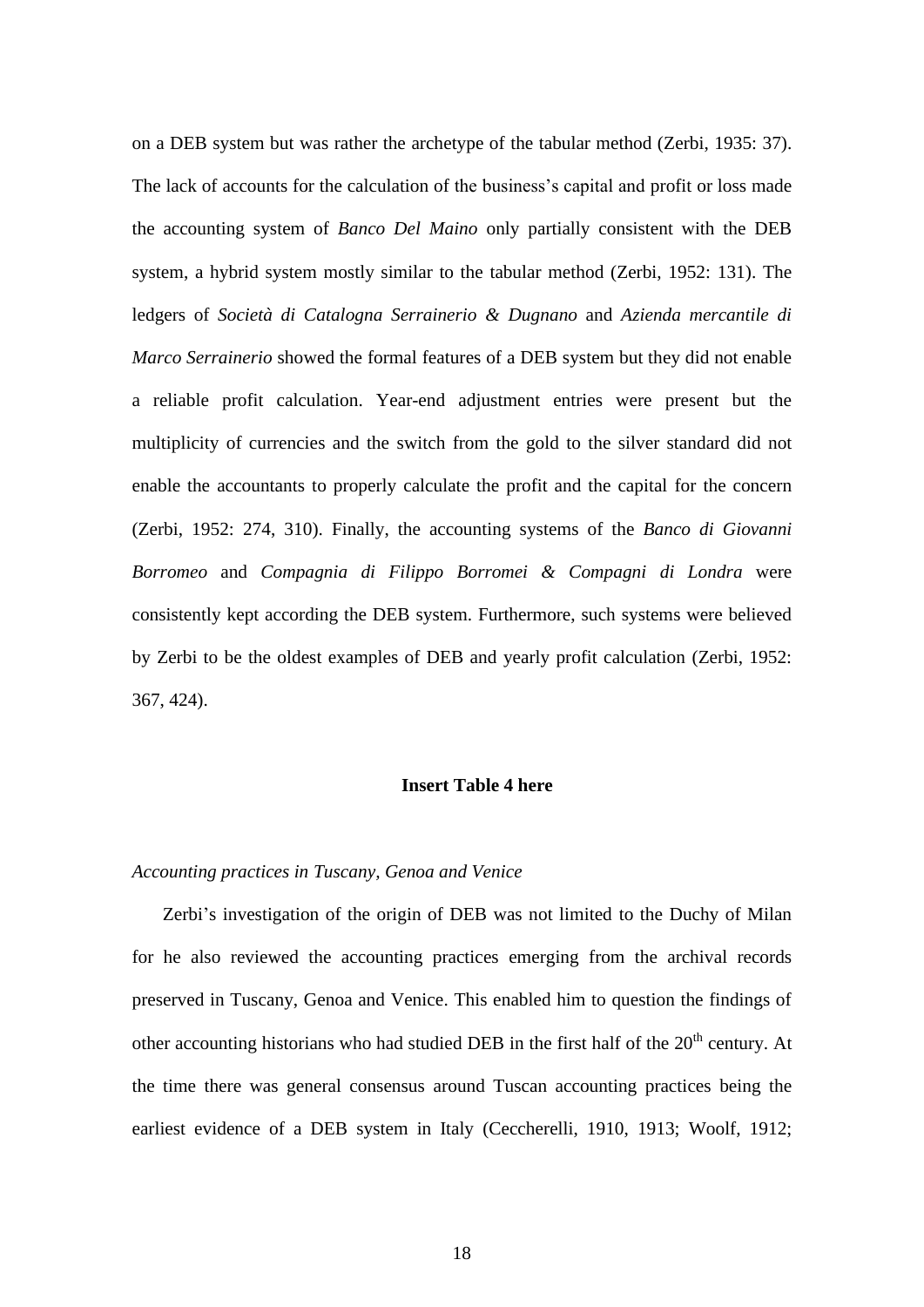on a DEB system but was rather the archetype of the tabular method (Zerbi, 1935: 37). The lack of accounts for the calculation of the business's capital and profit or loss made the accounting system of *Banco Del Maino* only partially consistent with the DEB system, a hybrid system mostly similar to the tabular method (Zerbi, 1952: 131). The ledgers of *Società di Catalogna Serrainerio & Dugnano* and *Azienda mercantile di Marco Serrainerio* showed the formal features of a DEB system but they did not enable a reliable profit calculation. Year-end adjustment entries were present but the multiplicity of currencies and the switch from the gold to the silver standard did not enable the accountants to properly calculate the profit and the capital for the concern (Zerbi, 1952: 274, 310). Finally, the accounting systems of the *Banco di Giovanni Borromeo* and *Compagnia di Filippo Borromei & Compagni di Londra* were consistently kept according the DEB system. Furthermore, such systems were believed by Zerbi to be the oldest examples of DEB and yearly profit calculation (Zerbi, 1952: 367, 424).

**Insert Table 4 here**

*Accounting practices in Tuscany, Genoa and Venice*

Zerbi's investigation of the origin of DEB was not limited to the Duchy of Milan for he also reviewed the accounting practices emerging from the archival records preserved in Tuscany, Genoa and Venice. This enabled him to question the findings of other accounting historians who had studied DEB in the first half of the 20th century. At the time there was general consensus around Tuscan accounting practices being the earliest evidence of a DEB system in Italy (Ceccherelli, 1910, 1913; Woolf, 1912;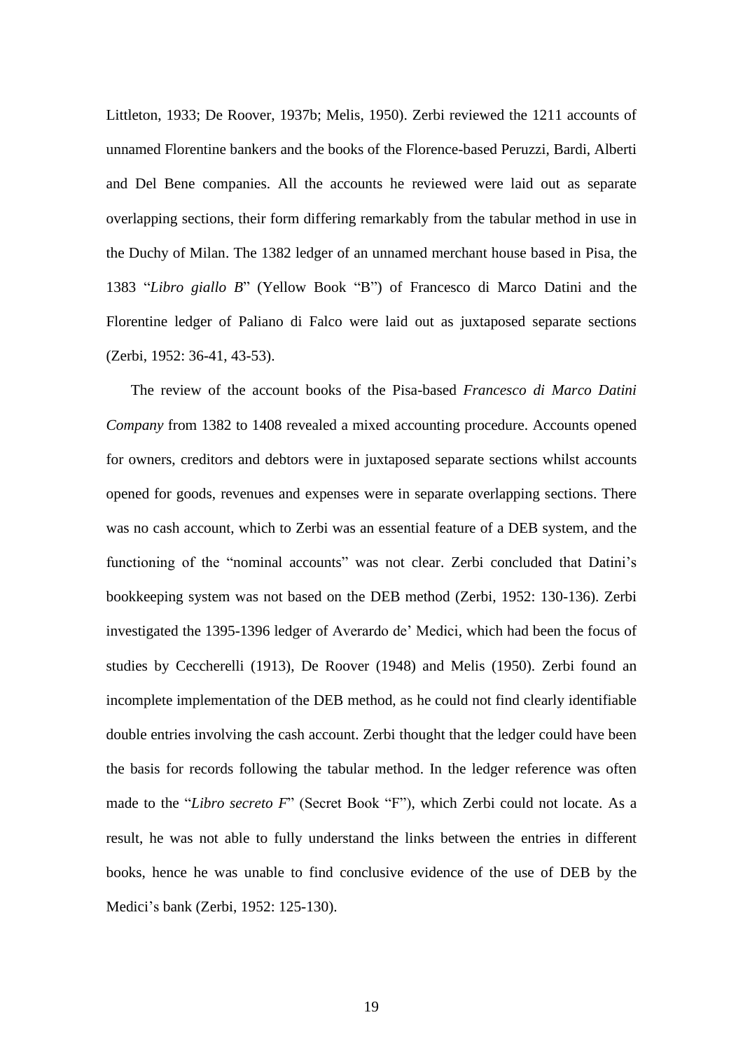Littleton, 1933; De Roover, 1937b; Melis, 1950). Zerbi reviewed the 1211 accounts of unnamed Florentine bankers and the books of the Florence-based Peruzzi, Bardi, Alberti and Del Bene companies. All the accounts he reviewed were laid out as separate overlapping sections, their form differing remarkably from the tabular method in use in the Duchy of Milan. The 1382 ledger of an unnamed merchant house based in Pisa, the 1383 "*Libro giallo B*" (Yellow Book "B") of Francesco di Marco Datini and the Florentine ledger of Paliano di Falco were laid out as juxtaposed separate sections (Zerbi, 1952: 36-41, 43-53).

The review of the account books of the Pisa-based *Francesco di Marco Datini Company* from 1382 to 1408 revealed a mixed accounting procedure. Accounts opened for owners, creditors and debtors were in juxtaposed separate sections whilst accounts opened for goods, revenues and expenses were in separate overlapping sections. There was no cash account, which to Zerbi was an essential feature of a DEB system, and the functioning of the "nominal accounts" was not clear. Zerbi concluded that Datini's bookkeeping system was not based on the DEB method (Zerbi, 1952: 130-136). Zerbi investigated the 1395-1396 ledger of Averardo de' Medici, which had been the focus of studies by Ceccherelli (1913), De Roover (1948) and Melis (1950). Zerbi found an incomplete implementation of the DEB method, as he could not find clearly identifiable double entries involving the cash account. Zerbi thought that the ledger could have been the basis for records following the tabular method. In the ledger reference was often made to the "*Libro secreto F*" (Secret Book "F"), which Zerbi could not locate. As a result, he was not able to fully understand the links between the entries in different books, hence he was unable to find conclusive evidence of the use of DEB by the Medici's bank (Zerbi, 1952: 125-130).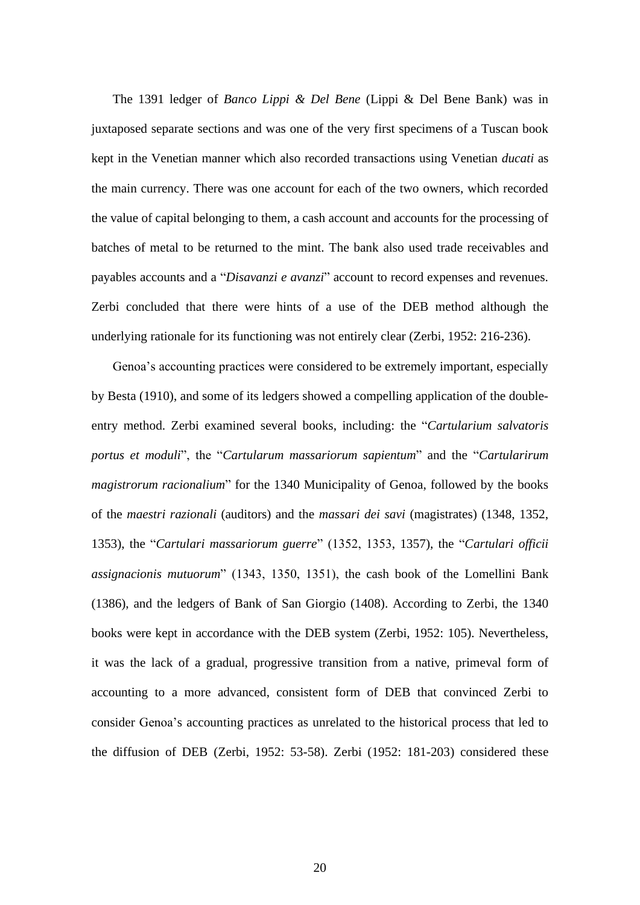The 1391 ledger of *Banco Lippi & Del Bene* (Lippi & Del Bene Bank) was in juxtaposed separate sections and was one of the very first specimens of a Tuscan book kept in the Venetian manner which also recorded transactions using Venetian *ducati* as the main currency. There was one account for each of the two owners, which recorded the value of capital belonging to them, a cash account and accounts for the processing of batches of metal to be returned to the mint. The bank also used trade receivables and payables accounts and a "*Disavanzi e avanzi*" account to record expenses and revenues. Zerbi concluded that there were hints of a use of the DEB method although the underlying rationale for its functioning was not entirely clear (Zerbi, 1952: 216-236).

Genoa's accounting practices were considered to be extremely important, especially by Besta (1910), and some of its ledgers showed a compelling application of the double-entry method. Zerbi examined several books, including: the "*Cartularium salvatoris portus et moduli*", the "*Cartularum massariorum sapientum*" and the "*Cartularirum magistrorum racionalium*" for the 1340 Municipality of Genoa, followed by the books of the *maestri razionali* (auditors) and the *massari dei savi* (magistrates) (1348, 1352, 1353), the "*Cartulari massariorum guerre*" (1352, 1353, 1357), the "*Cartulari officii assignacionis mutuorum*" (1343, 1350, 1351), the cash book of the Lomellini Bank (1386), and the ledgers of Bank of San Giorgio (1408). According to Zerbi, the 1340 books were kept in accordance with the DEB system (Zerbi, 1952: 105). Nevertheless, it was the lack of a gradual, progressive transition from a native, primeval form of accounting to a more advanced, consistent form of DEB that convinced Zerbi to consider Genoa's accounting practices as unrelated to the historical process that led to the diffusion of DEB (Zerbi, 1952: 53-58). Zerbi (1952: 181-203) considered these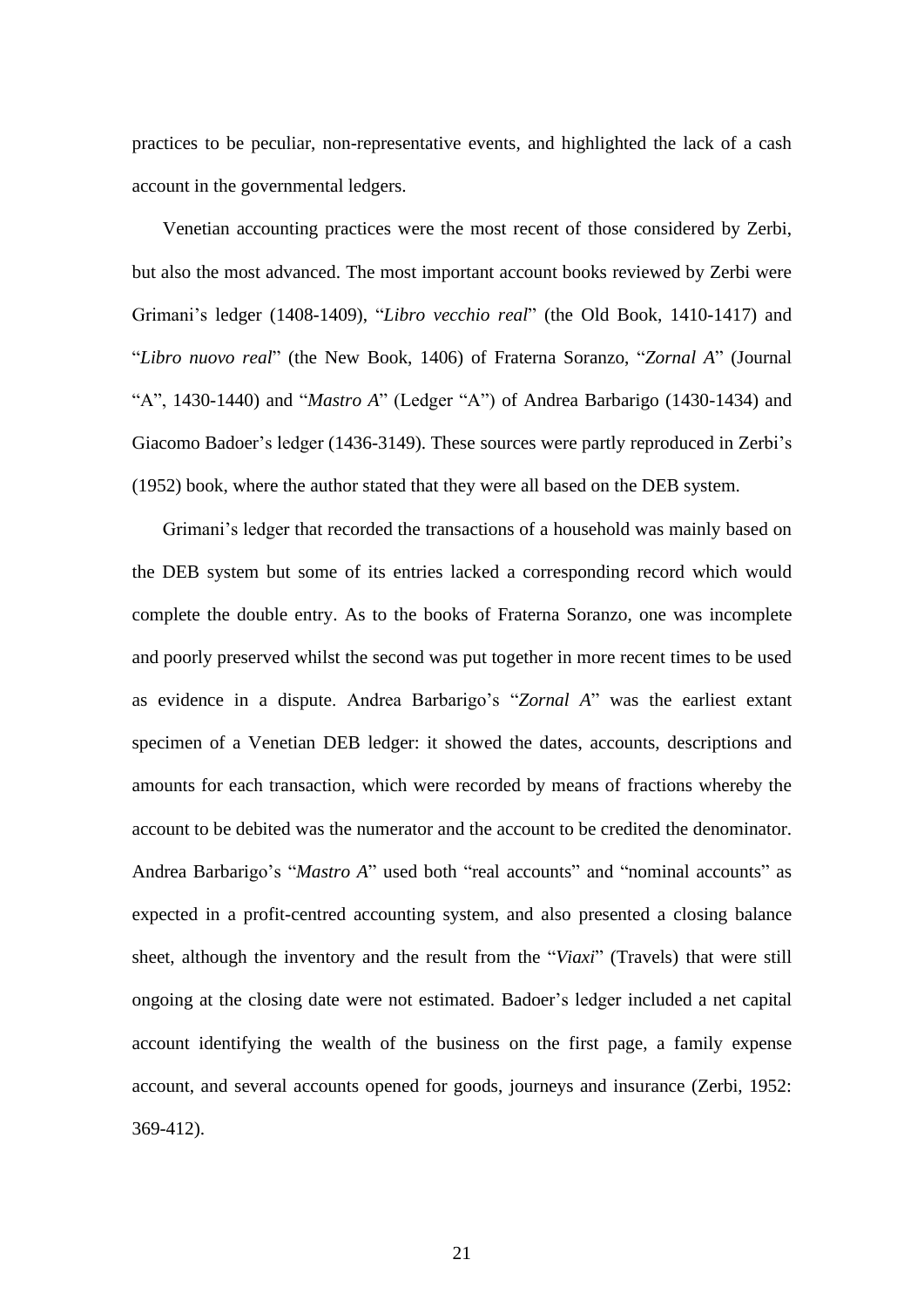practices to be peculiar, non-representative events, and highlighted the lack of a cash account in the governmental ledgers.

Venetian accounting practices were the most recent of those considered by Zerbi, but also the most advanced. The most important account books reviewed by Zerbi were Grimani's ledger (1408-1409), "*Libro vecchio real*" (the Old Book, 1410-1417) and "*Libro nuovo real*" (the New Book, 1406) of Fraterna Soranzo, "*Zornal A*" (Journal "A", 1430-1440) and "*Mastro A*" (Ledger "A") of Andrea Barbarigo (1430-1434) and Giacomo Badoer's ledger (1436-3149). These sources were partly reproduced in Zerbi's (1952) book, where the author stated that they were all based on the DEB system.

Grimani's ledger that recorded the transactions of a household was mainly based on the DEB system but some of its entries lacked a corresponding record which would complete the double entry. As to the books of Fraterna Soranzo, one was incomplete and poorly preserved whilst the second was put together in more recent times to be used as evidence in a dispute. Andrea Barbarigo's "*Zornal A*" was the earliest extant specimen of a Venetian DEB ledger: it showed the dates, accounts, descriptions and amounts for each transaction, which were recorded by means of fractions whereby the account to be debited was the numerator and the account to be credited the denominator. Andrea Barbarigo's "*Mastro A*" used both "real accounts" and "nominal accounts" as expected in a profit-centred accounting system, and also presented a closing balance sheet, although the inventory and the result from the "*Viaxi*" (Travels) that were still ongoing at the closing date were not estimated. Badoer's ledger included a net capital account identifying the wealth of the business on the first page, a family expense account, and several accounts opened for goods, journeys and insurance (Zerbi, 1952: 369-412).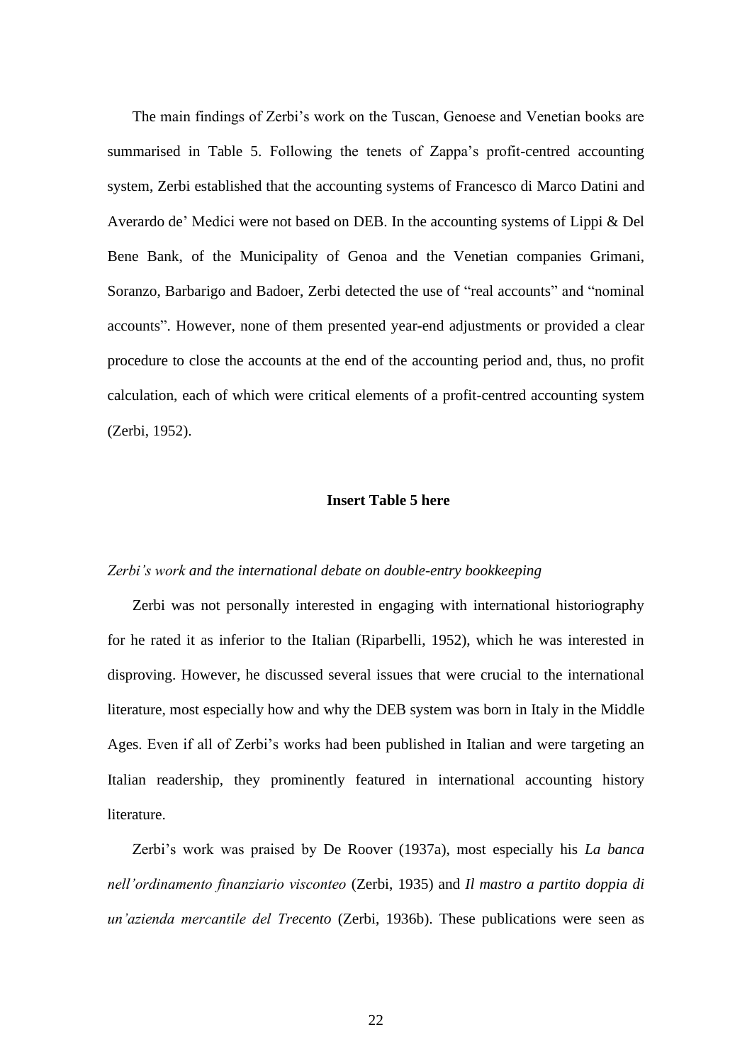The main findings of Zerbi's work on the Tuscan, Genoese and Venetian books are summarised in Table 5. Following the tenets of Zappa's profit-centred accounting system, Zerbi established that the accounting systems of Francesco di Marco Datini and Averardo de' Medici were not based on DEB. In the accounting systems of Lippi & Del Bene Bank, of the Municipality of Genoa and the Venetian companies Grimani, Soranzo, Barbarigo and Badoer, Zerbi detected the use of "real accounts" and "nominal accounts". However, none of them presented year-end adjustments or provided a clear procedure to close the accounts at the end of the accounting period and, thus, no profit calculation, each of which were critical elements of a profit-centred accounting system (Zerbi, 1952).

**Insert Table 5 here**

*Zerbi's work and the international debate on double-entry bookkeeping*

Zerbi was not personally interested in engaging with international historiography for he rated it as inferior to the Italian (Riparbelli, 1952), which he was interested in disproving. However, he discussed several issues that were crucial to the international literature, most especially how and why the DEB system was born in Italy in the Middle Ages. Even if all of Zerbi's works had been published in Italian and were targeting an Italian readership, they prominently featured in international accounting history literature.

Zerbi's work was praised by De Roover (1937a), most especially his *La banca nell'ordinamento finanziario visconteo* (Zerbi, 1935) and *Il mastro a partito doppia di un'azienda mercantile del Trecento* (Zerbi, 1936b). These publications were seen as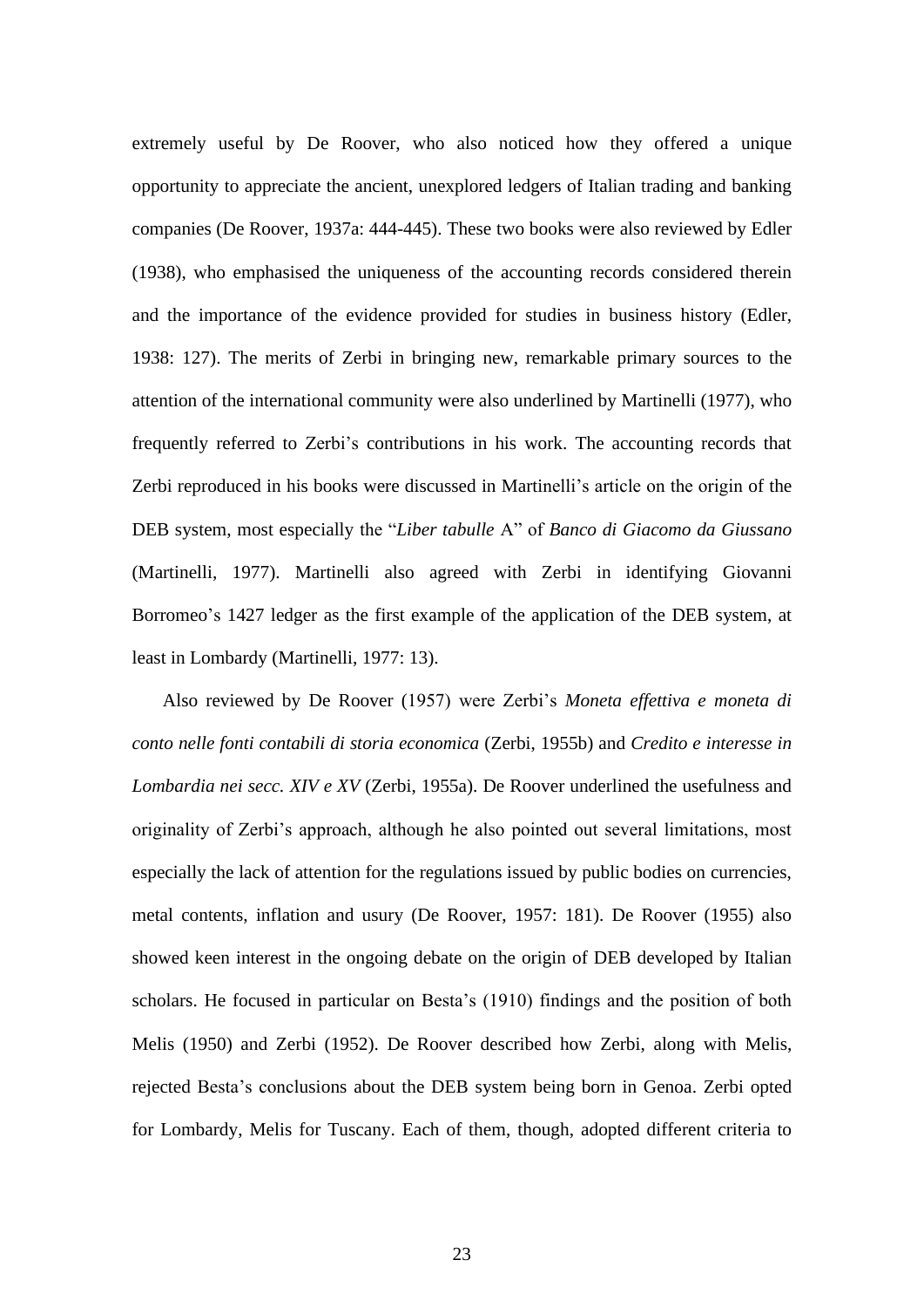extremely useful by De Roover, who also noticed how they offered a unique opportunity to appreciate the ancient, unexplored ledgers of Italian trading and banking companies (De Roover, 1937a: 444-445). These two books were also reviewed by Edler (1938), who emphasised the uniqueness of the accounting records considered therein and the importance of the evidence provided for studies in business history (Edler, 1938: 127). The merits of Zerbi in bringing new, remarkable primary sources to the attention of the international community were also underlined by Martinelli (1977), who frequently referred to Zerbi's contributions in his work. The accounting records that Zerbi reproduced in his books were discussed in Martinelli's article on the origin of the DEB system, most especially the "*Liber tabulle* A" of *Banco di Giacomo da Giussano* (Martinelli, 1977). Martinelli also agreed with Zerbi in identifying Giovanni Borromeo's 1427 ledger as the first example of the application of the DEB system, at least in Lombardy (Martinelli, 1977: 13).

Also reviewed by De Roover (1957) were Zerbi's *Moneta effettiva e moneta di conto nelle fonti contabili di storia economica* (Zerbi, 1955b) and *Credito e interesse in Lombardia nei secc. XIV e XV* (Zerbi, 1955a). De Roover underlined the usefulness and originality of Zerbi's approach, although he also pointed out several limitations, most especially the lack of attention for the regulations issued by public bodies on currencies, metal contents, inflation and usury (De Roover, 1957: 181). De Roover (1955) also showed keen interest in the ongoing debate on the origin of DEB developed by Italian scholars. He focused in particular on Besta's (1910) findings and the position of both Melis (1950) and Zerbi (1952). De Roover described how Zerbi, along with Melis, rejected Besta's conclusions about the DEB system being born in Genoa. Zerbi opted for Lombardy, Melis for Tuscany. Each of them, though, adopted different criteria to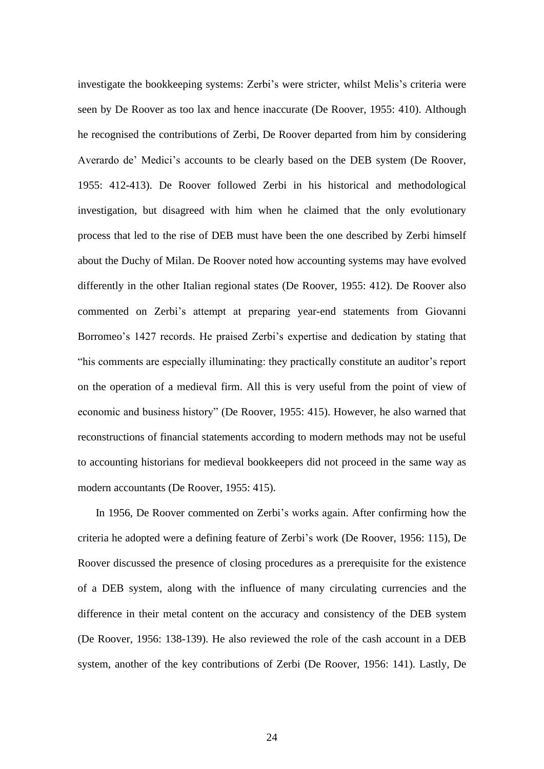investigate the bookkeeping systems: Zerbi's were stricter, whilst Melis's criteria were seen by De Roover as too lax and hence inaccurate (De Roover, 1955: 410). Although he recognised the contributions of Zerbi, De Roover departed from him by considering Averardo de' Medici's accounts to be clearly based on the DEB system (De Roover, 1955: 412-413). De Roover followed Zerbi in his historical and methodological investigation, but disagreed with him when he claimed that the only evolutionary process that led to the rise of DEB must have been the one described by Zerbi himself about the Duchy of Milan. De Roover noted how accounting systems may have evolved differently in the other Italian regional states (De Roover, 1955: 412). De Roover also commented on Zerbi's attempt at preparing year-end statements from Giovanni Borromeo's 1427 records. He praised Zerbi's expertise and dedication by stating that "his comments are especially illuminating: they practically constitute an auditor's report on the operation of a medieval firm. All this is very useful from the point of view of economic and business history" (De Roover, 1955: 415). However, he also warned that reconstructions of financial statements according to modern methods may not be useful to accounting historians for medieval bookkeepers did not proceed in the same way as modern accountants (De Roover, 1955: 415).

In 1956, De Roover commented on Zerbi's works again. After confirming how the criteria he adopted were a defining feature of Zerbi's work (De Roover, 1956: 115), De Roover discussed the presence of closing procedures as a prerequisite for the existence of a DEB system, along with the influence of many circulating currencies and the difference in their metal content on the accuracy and consistency of the DEB system (De Roover, 1956: 138-139). He also reviewed the role of the cash account in a DEB system, another of the key contributions of Zerbi (De Roover, 1956: 141). Lastly, De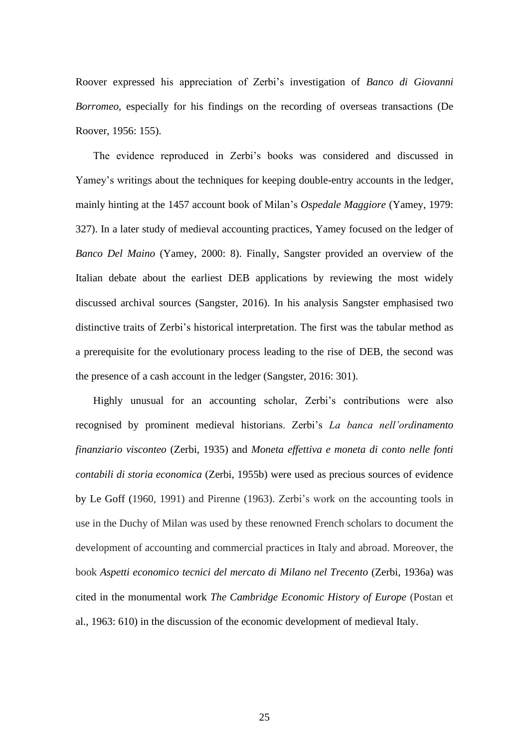Roover expressed his appreciation of Zerbi's investigation of *Banco di Giovanni Borromeo*, especially for his findings on the recording of overseas transactions (De Roover, 1956: 155).

The evidence reproduced in Zerbi's books was considered and discussed in Yamey's writings about the techniques for keeping double-entry accounts in the ledger, mainly hinting at the 1457 account book of Milan's *Ospedale Maggiore* (Yamey, 1979: 327). In a later study of medieval accounting practices, Yamey focused on the ledger of *Banco Del Maino* (Yamey, 2000: 8). Finally, Sangster provided an overview of the Italian debate about the earliest DEB applications by reviewing the most widely discussed archival sources (Sangster, 2016). In his analysis Sangster emphasised two distinctive traits of Zerbi's historical interpretation. The first was the tabular method as a prerequisite for the evolutionary process leading to the rise of DEB, the second was the presence of a cash account in the ledger (Sangster, 2016: 301).

Highly unusual for an accounting scholar, Zerbi's contributions were also recognised by prominent medieval historians. Zerbi's *La banca nell'ordinamento finanziario visconteo* (Zerbi, 1935) and *Moneta effettiva e moneta di conto nelle fonti contabili di storia economica* (Zerbi, 1955b) were used as precious sources of evidence by Le Goff (1960, 1991) and Pirenne (1963). Zerbi's work on the accounting tools in use in the Duchy of Milan was used by these renowned French scholars to document the development of accounting and commercial practices in Italy and abroad. Moreover, the book *Aspetti economico tecnici del mercato di Milano nel Trecento* (Zerbi, 1936a) was cited in the monumental work *The Cambridge Economic History of Europe* (Postan et al., 1963: 610) in the discussion of the economic development of medieval Italy.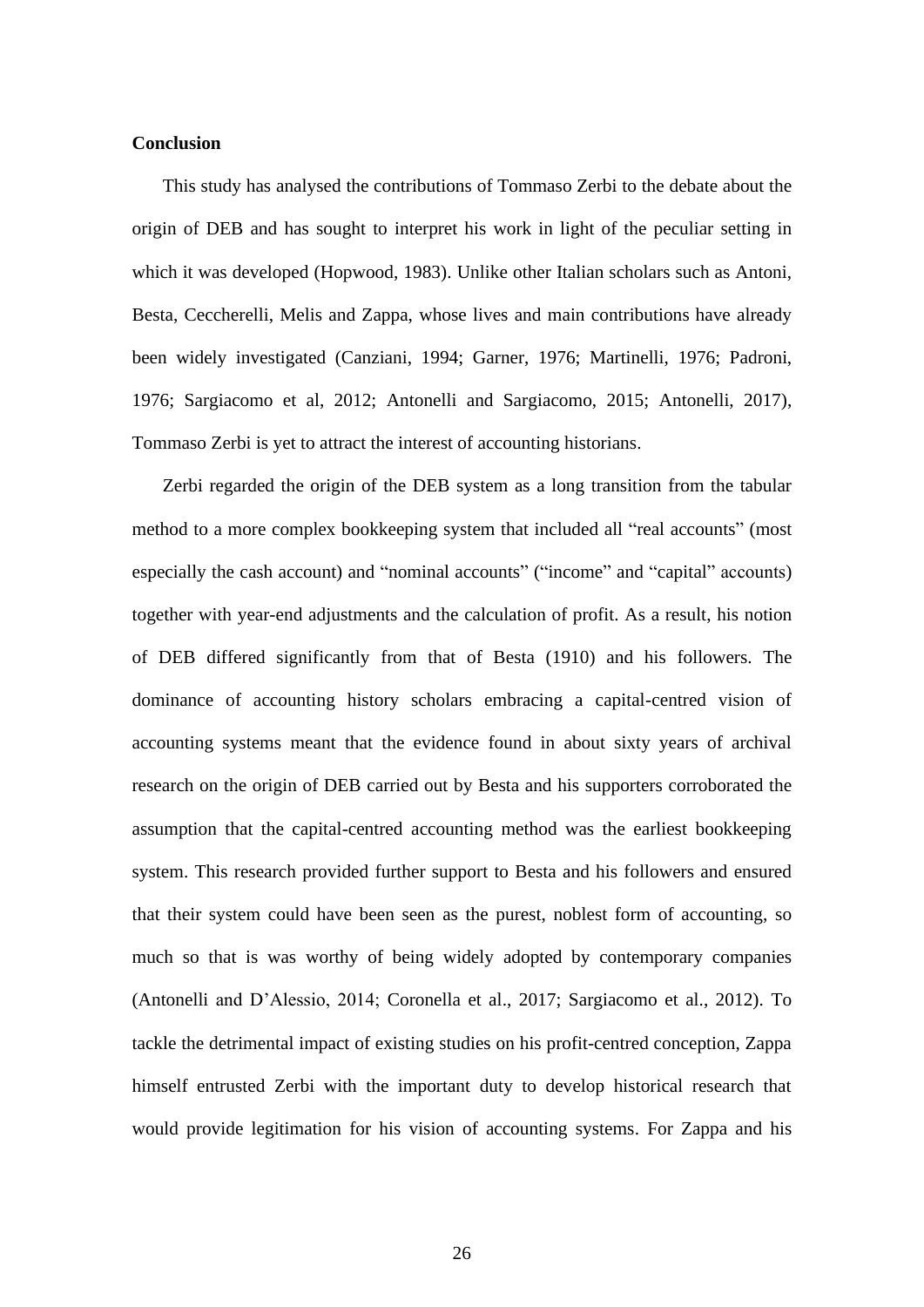## Conclusion

This study has analysed the contributions of Tommaso Zerbi to the debate about the origin of DEB and has sought to interpret his work in light of the peculiar setting in which it was developed (Hopwood, 1983). Unlike other Italian scholars such as Antoni, Besta, Ceccherelli, Melis and Zappa, whose lives and main contributions have already been widely investigated (Canziani, 1994; Garner, 1976; Martinelli, 1976; Padroni, 1976; Sargiacomo et al, 2012; Antonelli and Sargiacomo, 2015; Antonelli, 2017), Tommaso Zerbi is yet to attract the interest of accounting historians.

Zerbi regarded the origin of the DEB system as a long transition from the tabular method to a more complex bookkeeping system that included all "real accounts" (most especially the cash account) and "nominal accounts" ("income" and "capital" accounts) together with year-end adjustments and the calculation of profit. As a result, his notion of DEB differed significantly from that of Besta (1910) and his followers. The dominance of accounting history scholars embracing a capital-centred vision of accounting systems meant that the evidence found in about sixty years of archival research on the origin of DEB carried out by Besta and his supporters corroborated the assumption that the capital-centred accounting method was the earliest bookkeeping system. This research provided further support to Besta and his followers and ensured that their system could have been seen as the purest, noblest form of accounting, so much so that is was worthy of being widely adopted by contemporary companies (Antonelli and D'Alessio, 2014; Coronella et al., 2017; Sargiacomo et al., 2012). To tackle the detrimental impact of existing studies on his profit-centred conception, Zappa himself entrusted Zerbi with the important duty to develop historical research that would provide legitimation for his vision of accounting systems. For Zappa and his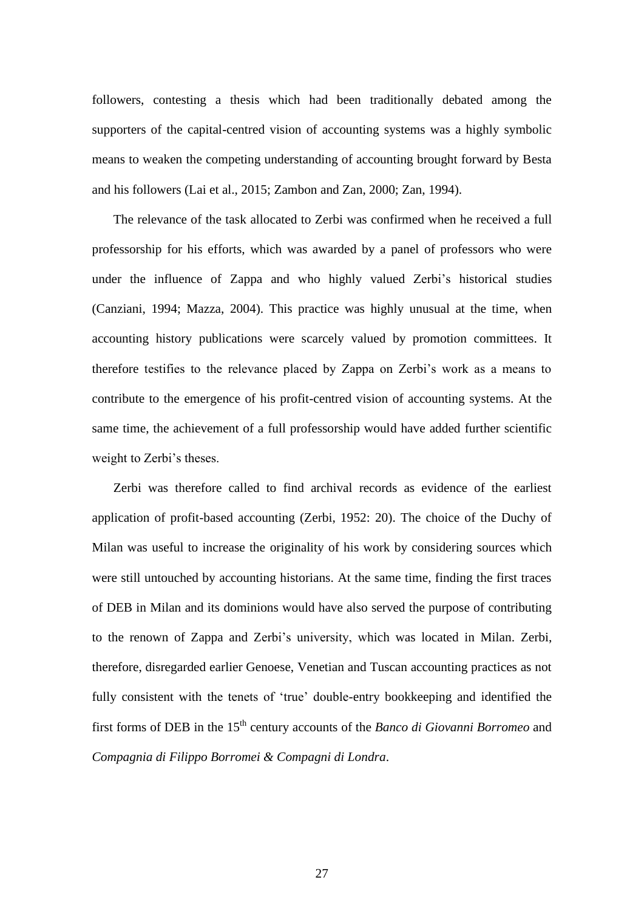followers, contesting a thesis which had been traditionally debated among the supporters of the capital-centred vision of accounting systems was a highly symbolic means to weaken the competing understanding of accounting brought forward by Besta and his followers (Lai et al., 2015; Zambon and Zan, 2000; Zan, 1994).

The relevance of the task allocated to Zerbi was confirmed when he received a full professorship for his efforts, which was awarded by a panel of professors who were under the influence of Zappa and who highly valued Zerbi's historical studies (Canziani, 1994; Mazza, 2004). This practice was highly unusual at the time, when accounting history publications were scarcely valued by promotion committees. It therefore testifies to the relevance placed by Zappa on Zerbi's work as a means to contribute to the emergence of his profit-centred vision of accounting systems. At the same time, the achievement of a full professorship would have added further scientific weight to Zerbi's theses.

Zerbi was therefore called to find archival records as evidence of the earliest application of profit-based accounting (Zerbi, 1952: 20). The choice of the Duchy of Milan was useful to increase the originality of his work by considering sources which were still untouched by accounting historians. At the same time, finding the first traces of DEB in Milan and its dominions would have also served the purpose of contributing to the renown of Zappa and Zerbi's university, which was located in Milan. Zerbi, therefore, disregarded earlier Genoese, Venetian and Tuscan accounting practices as not fully consistent with the tenets of 'true' double-entry bookkeeping and identified the first forms of DEB in the 15th century accounts of the *Banco di Giovanni Borromeo* and *Compagnia di Filippo Borromei & Compagni di Londra*.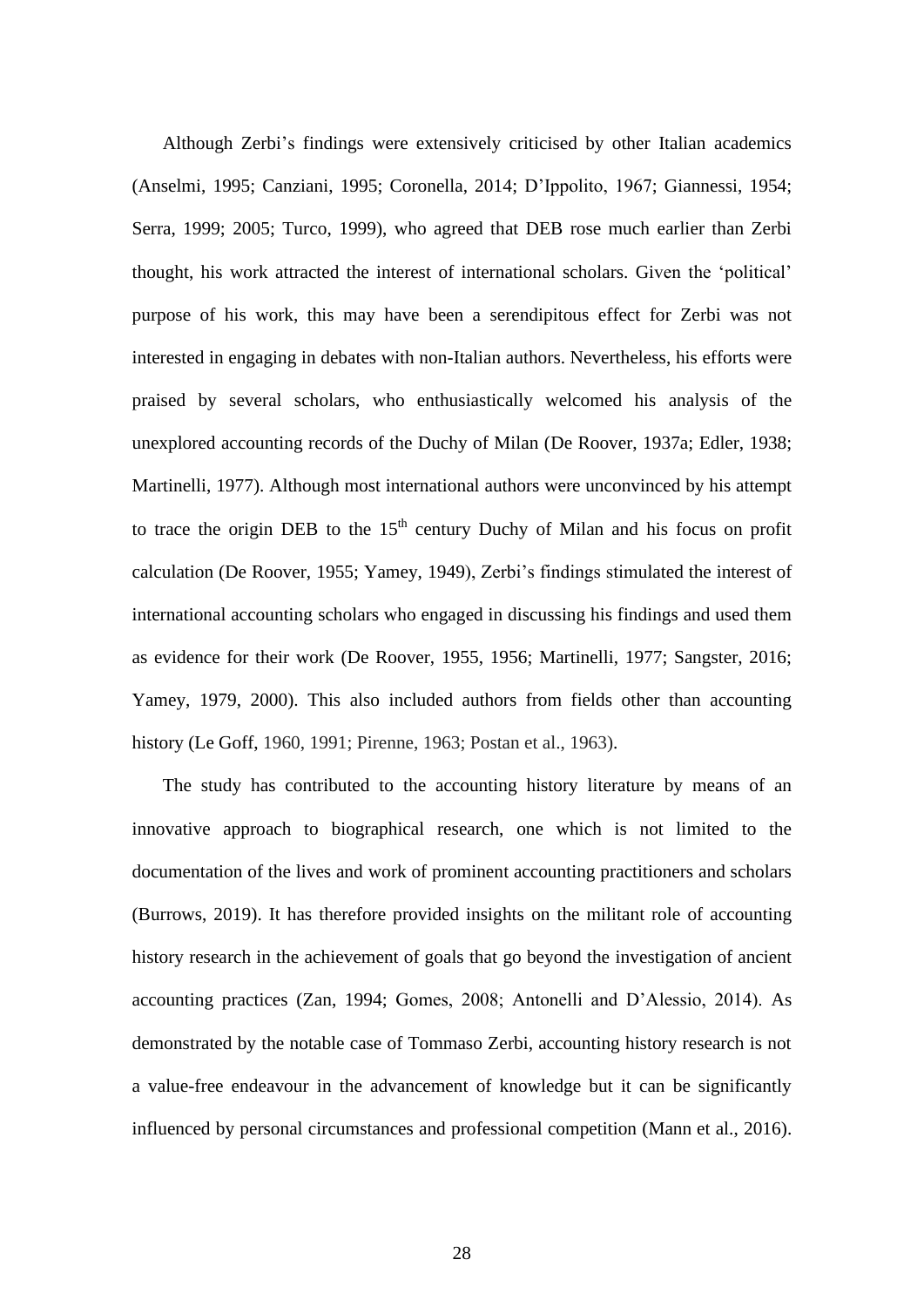Although Zerbi's findings were extensively criticised by other Italian academics (Anselmi, 1995; Canziani, 1995; Coronella, 2014; D'Ippolito, 1967; Giannessi, 1954; Serra, 1999; 2005; Turco, 1999), who agreed that DEB rose much earlier than Zerbi thought, his work attracted the interest of international scholars. Given the 'political' purpose of his work, this may have been a serendipitous effect for Zerbi was not interested in engaging in debates with non-Italian authors. Nevertheless, his efforts were praised by several scholars, who enthusiastically welcomed his analysis of the unexplored accounting records of the Duchy of Milan (De Roover, 1937a; Edler, 1938; Martinelli, 1977). Although most international authors were unconvinced by his attempt to trace the origin DEB to the 15th century Duchy of Milan and his focus on profit calculation (De Roover, 1955; Yamey, 1949), Zerbi's findings stimulated the interest of international accounting scholars who engaged in discussing his findings and used them as evidence for their work (De Roover, 1955, 1956; Martinelli, 1977; Sangster, 2016; Yamey, 1979, 2000). This also included authors from fields other than accounting history (Le Goff, 1960, 1991; Pirenne, 1963; Postan et al., 1963).

The study has contributed to the accounting history literature by means of an innovative approach to biographical research, one which is not limited to the documentation of the lives and work of prominent accounting practitioners and scholars (Burrows, 2019). It has therefore provided insights on the militant role of accounting history research in the achievement of goals that go beyond the investigation of ancient accounting practices (Zan, 1994; Gomes, 2008; Antonelli and D'Alessio, 2014). As demonstrated by the notable case of Tommaso Zerbi, accounting history research is not a value-free endeavour in the advancement of knowledge but it can be significantly influenced by personal circumstances and professional competition (Mann et al., 2016).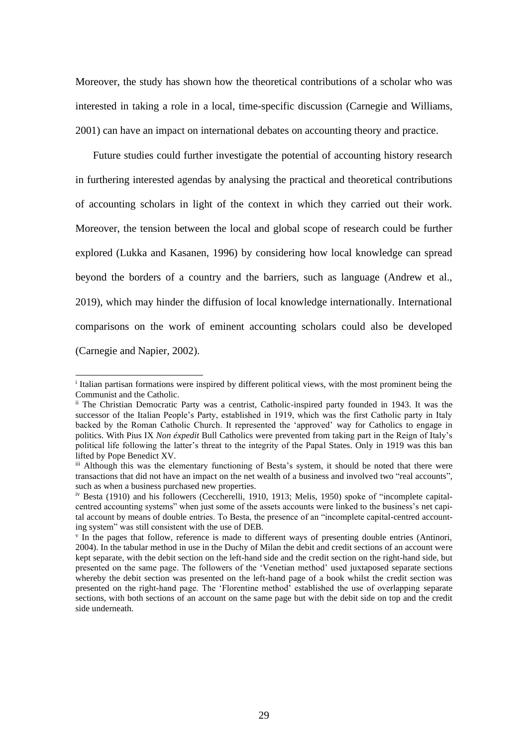Moreover, the study has shown how the theoretical contributions of a scholar who was interested in taking a role in a local, time-specific discussion (Carnegie and Williams, 2001) can have an impact on international debates on accounting theory and practice.

Future studies could further investigate the potential of accounting history research in furthering interested agendas by analysing the practical and theoretical contributions of accounting scholars in light of the context in which they carried out their work. Moreover, the tension between the local and global scope of research could be further explored (Lukka and Kasanen, 1996) by considering how local knowledge can spread beyond the borders of a country and the barriers, such as language (Andrew et al., 2019), which may hinder the diffusion of local knowledge internationally. International comparisons on the work of eminent accounting scholars could also be developed (Carnegie and Napier, 2002).

---

[i] Italian partisan formations were inspired by different political views, with the most prominent being the Communist and the Catholic.

[ii] The Christian Democratic Party was a centrist, Catholic-inspired party founded in 1943. It was the successor of the Italian People's Party, established in 1919, which was the first Catholic party in Italy backed by the Roman Catholic Church. It represented the 'approved' way for Catholics to engage in politics. With Pius IX *Non éxpedit* Bull Catholics were prevented from taking part in the Reign of Italy's political life following the latter's threat to the integrity of the Papal States. Only in 1919 was this ban lifted by Pope Benedict XV.

[iii] Although this was the elementary functioning of Besta's system, it should be noted that there were transactions that did not have an impact on the net wealth of a business and involved two "real accounts", such as when a business purchased new properties.

[iv] Besta (1910) and his followers (Ceccherelli, 1910, 1913; Melis, 1950) spoke of "incomplete capital-centred accounting systems" when just some of the assets accounts were linked to the business's net capital account by means of double entries. To Besta, the presence of an "incomplete capital-centred accounting system" was still consistent with the use of DEB.

[v] In the pages that follow, reference is made to different ways of presenting double entries (Antinori, 2004). In the tabular method in use in the Duchy of Milan the debit and credit sections of an account were kept separate, with the debit section on the left-hand side and the credit section on the right-hand side, but presented on the same page. The followers of the 'Venetian method' used juxtaposed separate sections whereby the debit section was presented on the left-hand page of a book whilst the credit section was presented on the right-hand page. The 'Florentine method' established the use of overlapping separate sections, with both sections of an account on the same page but with the debit side on top and the credit side underneath.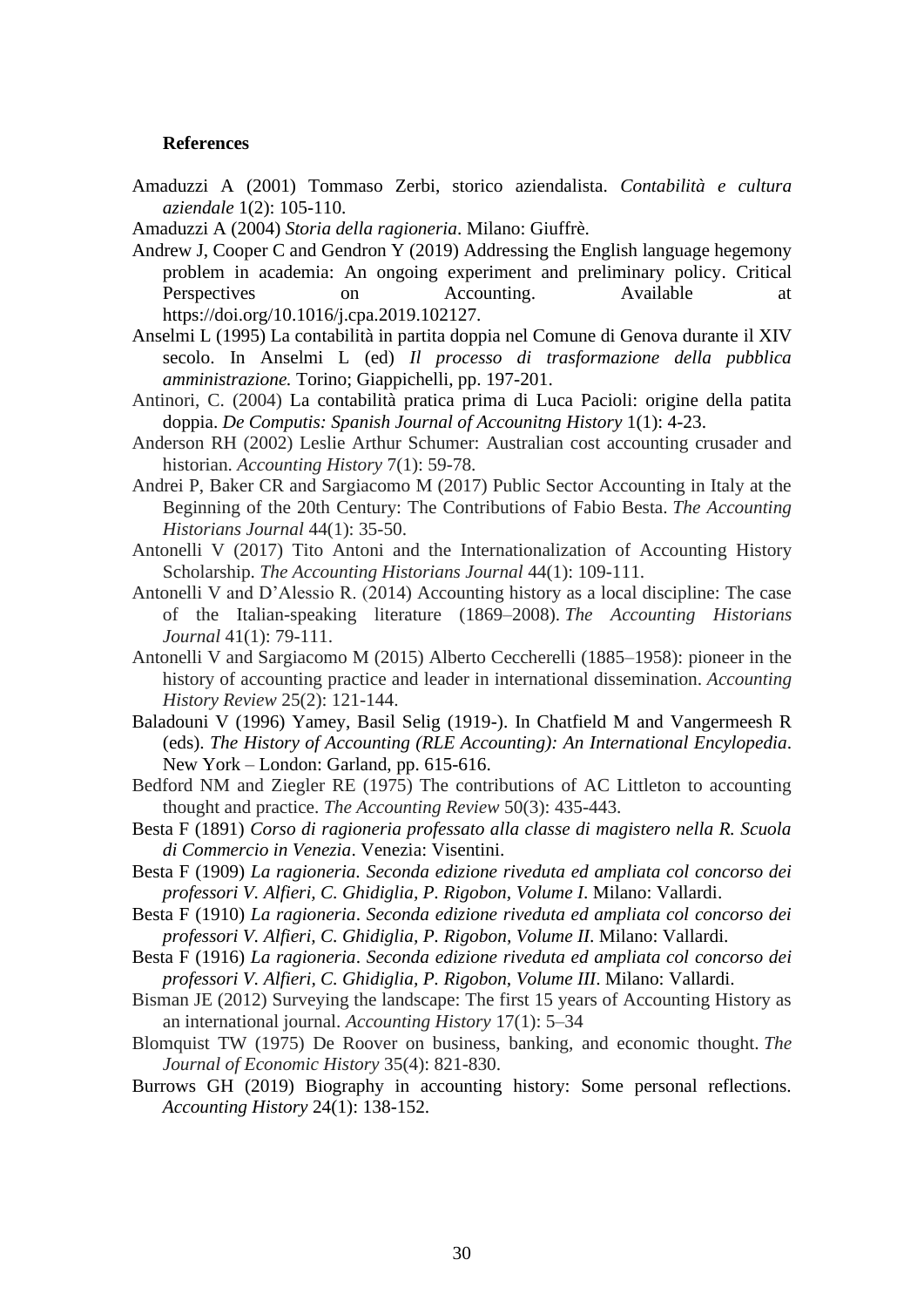**References**

Amaduzzi A (2001) Tommaso Zerbi, storico aziendalista. *Contabilità e cultura aziendale* 1(2): 105-110.

Amaduzzi A (2004) *Storia della ragioneria*. Milano: Giuffrè.

Andrew J, Cooper C and Gendron Y (2019) Addressing the English language hegemony problem in academia: An ongoing experiment and preliminary policy. Critical Perspectives on Accounting. Available at https://doi.org/10.1016/j.cpa.2019.102127.

Anselmi L (1995) La contabilità in partita doppia nel Comune di Genova durante il XIV secolo. In Anselmi L (ed) *Il processo di trasformazione della pubblica amministrazione.* Torino; Giappichelli, pp. 197-201.

Antinori, C. (2004) La contabilità pratica prima di Luca Pacioli: origine della patita doppia. *De Computis: Spanish Journal of Accounitng History* 1(1): 4-23.

Anderson RH (2002) Leslie Arthur Schumer: Australian cost accounting crusader and historian. *Accounting History* 7(1): 59-78.

Andrei P, Baker CR and Sargiacomo M (2017) Public Sector Accounting in Italy at the Beginning of the 20th Century: The Contributions of Fabio Besta. *The Accounting Historians Journal* 44(1): 35-50.

Antonelli V (2017) Tito Antoni and the Internationalization of Accounting History Scholarship. *The Accounting Historians Journal* 44(1): 109-111.

Antonelli V and D'Alessio R. (2014) Accounting history as a local discipline: The case of the Italian-speaking literature (1869–2008). *The Accounting Historians Journal* 41(1): 79-111.

Antonelli V and Sargiacomo M (2015) Alberto Ceccherelli (1885–1958): pioneer in the history of accounting practice and leader in international dissemination. *Accounting History Review* 25(2): 121-144.

Baladouni V (1996) Yamey, Basil Selig (1919-). In Chatfield M and Vangermeesh R (eds). *The History of Accounting (RLE Accounting): An International Encylopedia*. New York – London: Garland, pp. 615-616.

Bedford NM and Ziegler RE (1975) The contributions of AC Littleton to accounting thought and practice. *The Accounting Review* 50(3): 435-443.

Besta F (1891) *Corso di ragioneria professato alla classe di magistero nella R. Scuola di Commercio in Venezia*. Venezia: Visentini.

Besta F (1909) *La ragioneria. Seconda edizione riveduta ed ampliata col concorso dei professori V. Alfieri, C. Ghidiglia, P. Rigobon, Volume I*. Milano: Vallardi.

Besta F (1910) *La ragioneria*. *Seconda edizione riveduta ed ampliata col concorso dei professori V. Alfieri, C. Ghidiglia, P. Rigobon, Volume II*. Milano: Vallardi.

Besta F (1916) *La ragioneria*. *Seconda edizione riveduta ed ampliata col concorso dei professori V. Alfieri, C. Ghidiglia, P. Rigobon, Volume III*. Milano: Vallardi.

Bisman JE (2012) Surveying the landscape: The first 15 years of Accounting History as an international journal. *Accounting History* 17(1): 5–34

Blomquist TW (1975) De Roover on business, banking, and economic thought. *The Journal of Economic History* 35(4): 821-830.

Burrows GH (2019) Biography in accounting history: Some personal reflections. *Accounting History* 24(1): 138-152.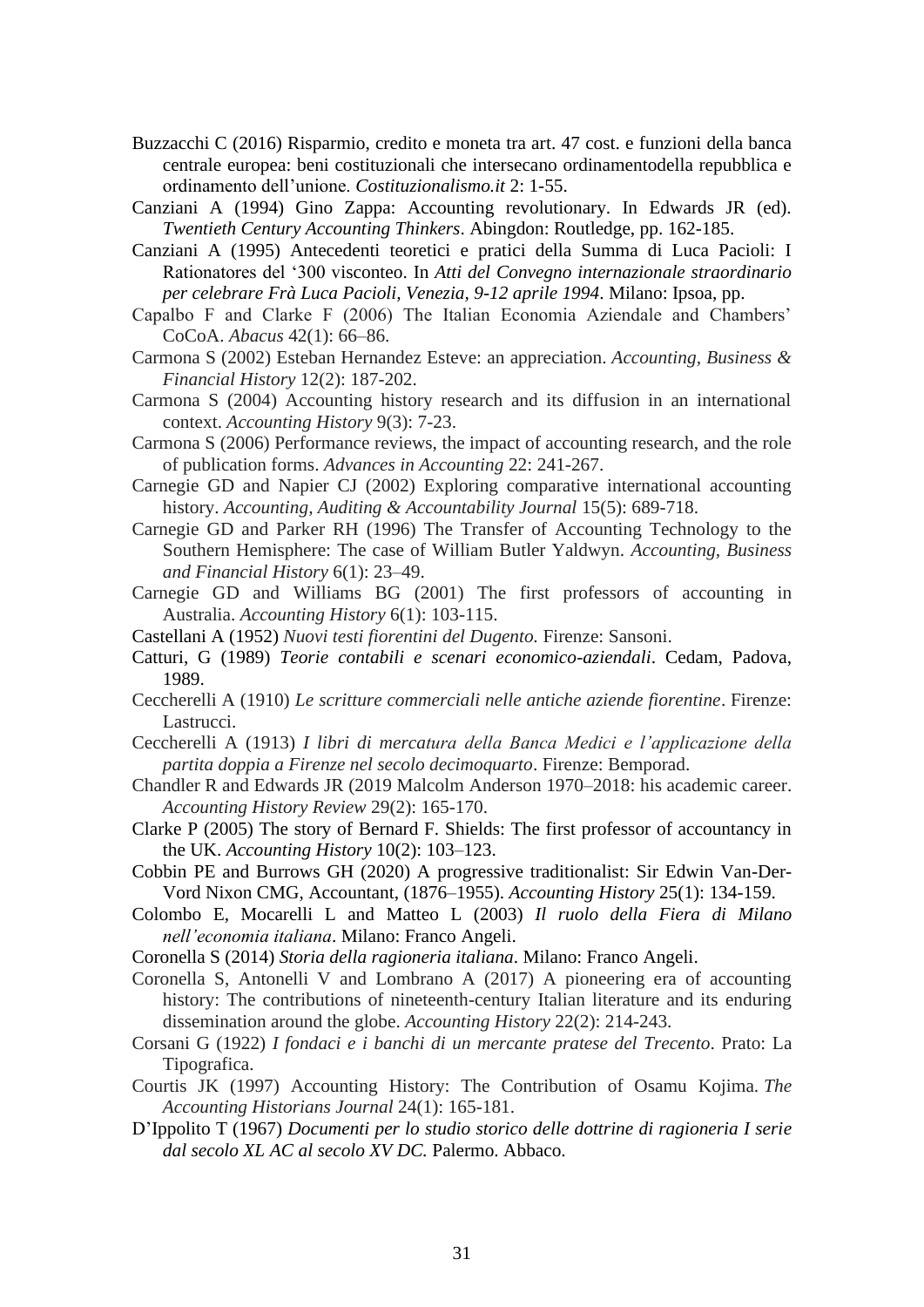Buzzacchi C (2016) Risparmio, credito e moneta tra art. 47 cost. e funzioni della banca centrale europea: beni costituzionali che intersecano ordinamentodella repubblica e ordinamento dell'unione. *Costituzionalismo.it* 2: 1-55.

Canziani A (1994) Gino Zappa: Accounting revolutionary. In Edwards JR (ed). *Twentieth Century Accounting Thinkers*. Abingdon: Routledge, pp. 162-185.

Canziani A (1995) Antecedenti teoretici e pratici della Summa di Luca Pacioli: I Rationatores del '300 visconteo. In *Atti del Convegno internazionale straordinario per celebrare Frà Luca Pacioli, Venezia, 9-12 aprile 1994*. Milano: Ipsoa, pp.

Capalbo F and Clarke F (2006) The Italian Economia Aziendale and Chambers' CoCoA. *Abacus* 42(1): 66–86.

Carmona S (2002) Esteban Hernandez Esteve: an appreciation. *Accounting, Business & Financial History* 12(2): 187-202.

Carmona S (2004) Accounting history research and its diffusion in an international context. *Accounting History* 9(3): 7-23.

Carmona S (2006) Performance reviews, the impact of accounting research, and the role of publication forms. *Advances in Accounting* 22: 241-267.

Carnegie GD and Napier CJ (2002) Exploring comparative international accounting history. *Accounting, Auditing & Accountability Journal* 15(5): 689-718.

Carnegie GD and Parker RH (1996) The Transfer of Accounting Technology to the Southern Hemisphere: The case of William Butler Yaldwyn. *Accounting, Business and Financial History* 6(1): 23–49.

Carnegie GD and Williams BG (2001) The first professors of accounting in Australia. *Accounting History* 6(1): 103-115.

Castellani A (1952) *Nuovi testi fiorentini del Dugento.* Firenze: Sansoni.

Catturi, G (1989) *Teorie contabili e scenari economico-aziendali*. Cedam, Padova, 1989.

Ceccherelli A (1910) *Le scritture commerciali nelle antiche aziende fiorentine*. Firenze: Lastrucci.

Ceccherelli A (1913) *I libri di mercatura della Banca Medici e l'applicazione della partita doppia a Firenze nel secolo decimoquarto*. Firenze: Bemporad.

Chandler R and Edwards JR (2019 Malcolm Anderson 1970–2018: his academic career. *Accounting History Review* 29(2): 165-170.

Clarke P (2005) The story of Bernard F. Shields: The first professor of accountancy in the UK. *Accounting History* 10(2): 103–123.

Cobbin PE and Burrows GH (2020) A progressive traditionalist: Sir Edwin Van-Der-Vord Nixon CMG, Accountant, (1876–1955). *Accounting History* 25(1): 134-159.

Colombo E, Mocarelli L and Matteo L (2003) *Il ruolo della Fiera di Milano nell'economia italiana*. Milano: Franco Angeli.

Coronella S (2014) *Storia della ragioneria italiana*. Milano: Franco Angeli.

Coronella S, Antonelli V and Lombrano A (2017) A pioneering era of accounting history: The contributions of nineteenth-century Italian literature and its enduring dissemination around the globe. *Accounting History* 22(2): 214-243.

Corsani G (1922) *I fondaci e i banchi di un mercante pratese del Trecento*. Prato: La Tipografica.

Courtis JK (1997) Accounting History: The Contribution of Osamu Kojima. *The Accounting Historians Journal* 24(1): 165-181.

D'Ippolito T (1967) *Documenti per lo studio storico delle dottrine di ragioneria I serie dal secolo XL AC al secolo XV DC.* Palermo. Abbaco.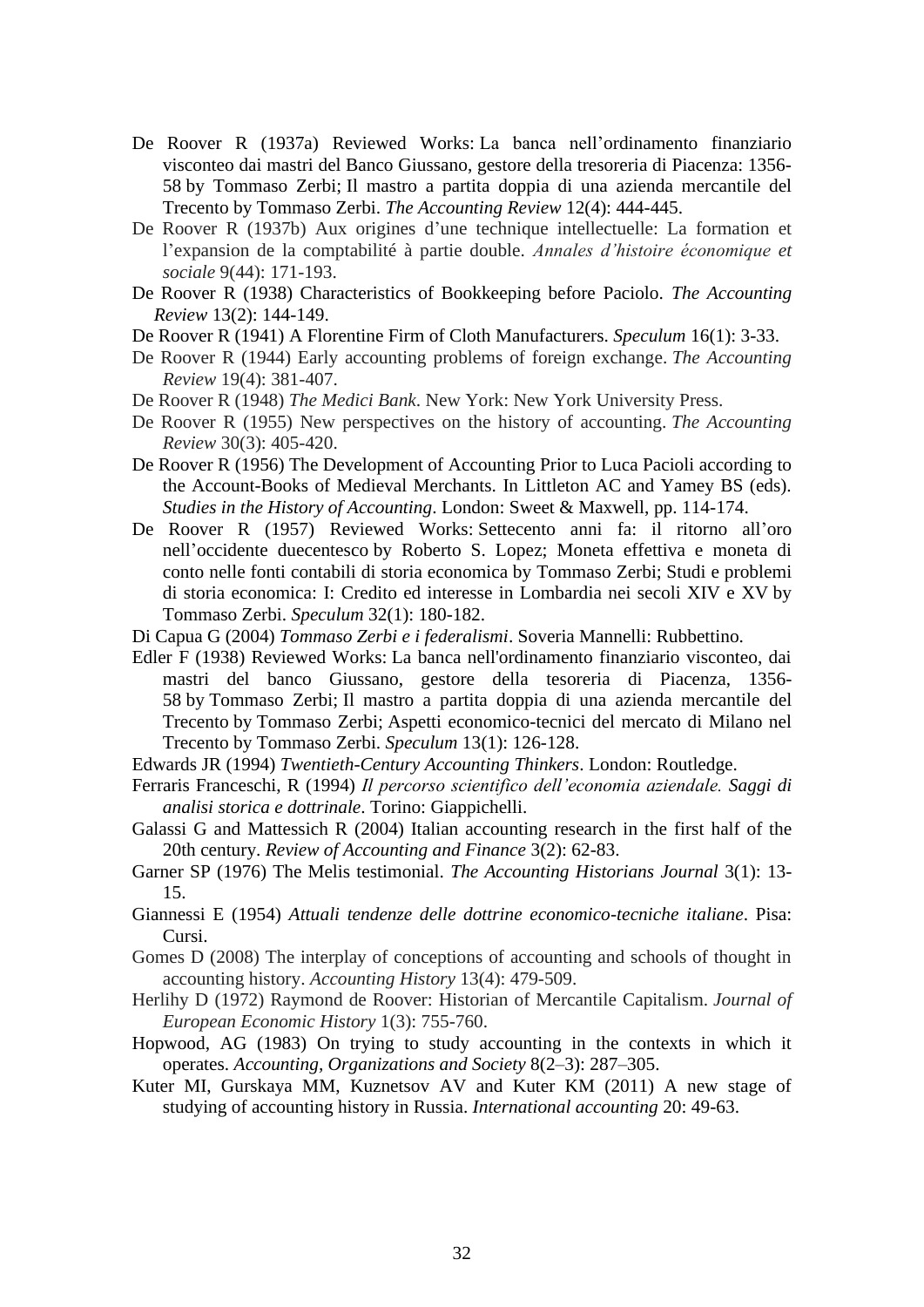De Roover R (1937a) Reviewed Works: La banca nell'ordinamento finanziario visconteo dai mastri del Banco Giussano, gestore della tresoreria di Piacenza: 1356-58 by Tommaso Zerbi; Il mastro a partita doppia di una azienda mercantile del Trecento by Tommaso Zerbi. *The Accounting Review* 12(4): 444-445.

De Roover R (1937b) Aux origines d'une technique intellectuelle: La formation et l'expansion de la comptabilité à partie double. *Annales d'histoire économique et sociale* 9(44): 171-193.

De Roover R (1938) Characteristics of Bookkeeping before Paciolo. *The Accounting Review* 13(2): 144-149.

De Roover R (1941) A Florentine Firm of Cloth Manufacturers. *Speculum* 16(1): 3-33.

De Roover R (1944) Early accounting problems of foreign exchange. *The Accounting Review* 19(4): 381-407.

De Roover R (1948) *The Medici Bank*. New York: New York University Press.

De Roover R (1955) New perspectives on the history of accounting. *The Accounting Review* 30(3): 405-420.

De Roover R (1956) The Development of Accounting Prior to Luca Pacioli according to the Account-Books of Medieval Merchants. In Littleton AC and Yamey BS (eds). *Studies in the History of Accounting*. London: Sweet & Maxwell, pp. 114-174.

De Roover R (1957) Reviewed Works: Settecento anni fa: il ritorno all'oro nell'occidente duecentesco by Roberto S. Lopez; Moneta effettiva e moneta di conto nelle fonti contabili di storia economica by Tommaso Zerbi; Studi e problemi di storia economica: I: Credito ed interesse in Lombardia nei secoli XIV e XV by Tommaso Zerbi. *Speculum* 32(1): 180-182.

Di Capua G (2004) *Tommaso Zerbi e i federalismi*. Soveria Mannelli: Rubbettino.

Edler F (1938) Reviewed Works: La banca nell'ordinamento finanziario visconteo, dai mastri del banco Giussano, gestore della tesoreria di Piacenza, 1356-58 by Tommaso Zerbi; Il mastro a partita doppia di una azienda mercantile del Trecento by Tommaso Zerbi; Aspetti economico-tecnici del mercato di Milano nel Trecento by Tommaso Zerbi. *Speculum* 13(1): 126-128.

Edwards JR (1994) *Twentieth-Century Accounting Thinkers*. London: Routledge.

Ferraris Franceschi, R (1994) *Il percorso scientifico dell'economia aziendale. Saggi di analisi storica e dottrinale*. Torino: Giappichelli.

Galassi G and Mattessich R (2004) Italian accounting research in the first half of the 20th century. *Review of Accounting and Finance* 3(2): 62-83.

Garner SP (1976) The Melis testimonial. *The Accounting Historians Journal* 3(1): 13-15.

Giannessi E (1954) *Attuali tendenze delle dottrine economico-tecniche italiane*. Pisa: Cursi.

Gomes D (2008) The interplay of conceptions of accounting and schools of thought in accounting history. *Accounting History* 13(4): 479-509.

Herlihy D (1972) Raymond de Roover: Historian of Mercantile Capitalism. *Journal of European Economic History* 1(3): 755-760.

Hopwood, AG (1983) On trying to study accounting in the contexts in which it operates. *Accounting, Organizations and Society* 8(2–3): 287–305.

Kuter MI, Gurskaya MM, Kuznetsov AV and Kuter KM (2011) A new stage of studying of accounting history in Russia. *International accounting* 20: 49-63.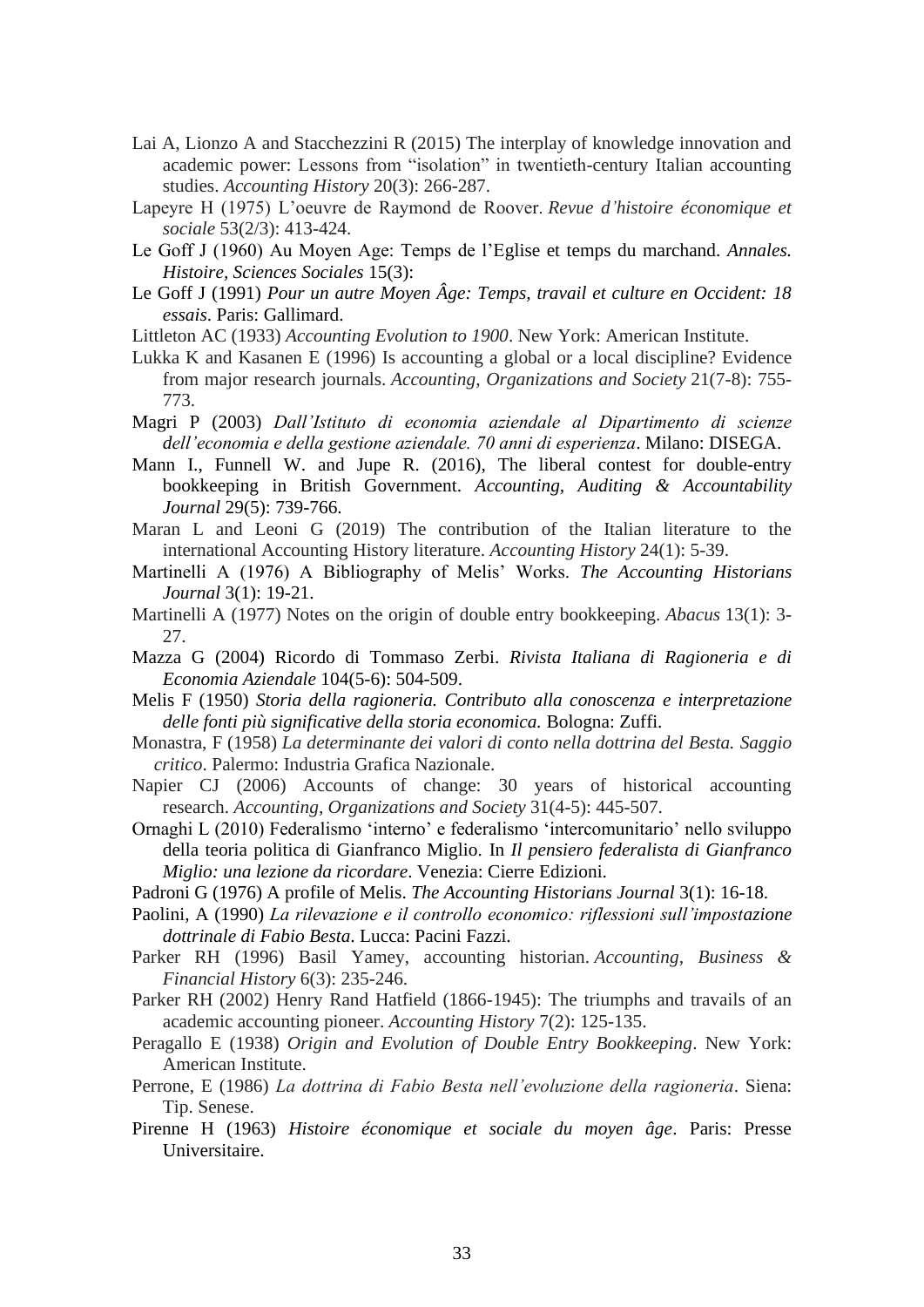Lai A, Lionzo A and Stacchezzini R (2015) The interplay of knowledge innovation and academic power: Lessons from "isolation" in twentieth-century Italian accounting studies. *Accounting History* 20(3): 266-287.

Lapeyre H (1975) L'oeuvre de Raymond de Roover. *Revue d'histoire économique et sociale* 53(2/3): 413-424.

Le Goff J (1960) Au Moyen Age: Temps de l'Eglise et temps du marchand. *Annales. Histoire, Sciences Sociales* 15(3):

Le Goff J (1991) *Pour un autre Moyen Âge: Temps, travail et culture en Occident: 18 essais*. Paris: Gallimard.

Littleton AC (1933) *Accounting Evolution to 1900*. New York: American Institute.

Lukka K and Kasanen E (1996) Is accounting a global or a local discipline? Evidence from major research journals. *Accounting, Organizations and Society* 21(7-8): 755-773.

Magri P (2003) *Dall'Istituto di economia aziendale al Dipartimento di scienze dell'economia e della gestione aziendale. 70 anni di esperienza*. Milano: DISEGA.

Mann I., Funnell W. and Jupe R. (2016), The liberal contest for double-entry bookkeeping in British Government. *Accounting, Auditing & Accountability Journal* 29(5): 739-766.

Maran L and Leoni G (2019) The contribution of the Italian literature to the international Accounting History literature. *Accounting History* 24(1): 5-39.

Martinelli A (1976) A Bibliography of Melis' Works. *The Accounting Historians Journal* 3(1): 19-21.

Martinelli A (1977) Notes on the origin of double entry bookkeeping. *Abacus* 13(1): 3-27.

Mazza G (2004) Ricordo di Tommaso Zerbi. *Rivista Italiana di Ragioneria e di Economia Aziendale* 104(5-6): 504-509.

Melis F (1950) *Storia della ragioneria. Contributo alla conoscenza e interpretazione delle fonti più significative della storia economica.* Bologna: Zuffi.

Monastra, F (1958) *La determinante dei valori di conto nella dottrina del Besta. Saggio critico*. Palermo: Industria Grafica Nazionale.

Napier CJ (2006) Accounts of change: 30 years of historical accounting research. *Accounting, Organizations and Society* 31(4-5): 445-507.

Ornaghi L (2010) Federalismo 'interno' e federalismo 'intercomunitario' nello sviluppo della teoria politica di Gianfranco Miglio. In *Il pensiero federalista di Gianfranco Miglio: una lezione da ricordare*. Venezia: Cierre Edizioni.

Padroni G (1976) A profile of Melis. *The Accounting Historians Journal* 3(1): 16-18.

Paolini, A (1990) *La rilevazione e il controllo economico: riflessioni sull'impostazione dottrinale di Fabio Besta*. Lucca: Pacini Fazzi.

Parker RH (1996) Basil Yamey, accounting historian. *Accounting, Business & Financial History* 6(3): 235-246.

Parker RH (2002) Henry Rand Hatfield (1866-1945): The triumphs and travails of an academic accounting pioneer. *Accounting History* 7(2): 125-135.

Peragallo E (1938) *Origin and Evolution of Double Entry Bookkeeping*. New York: American Institute.

Perrone, E (1986) *La dottrina di Fabio Besta nell'evoluzione della ragioneria*. Siena: Tip. Senese.

Pirenne H (1963) *Histoire économique et sociale du moyen âge*. Paris: Presse Universitaire.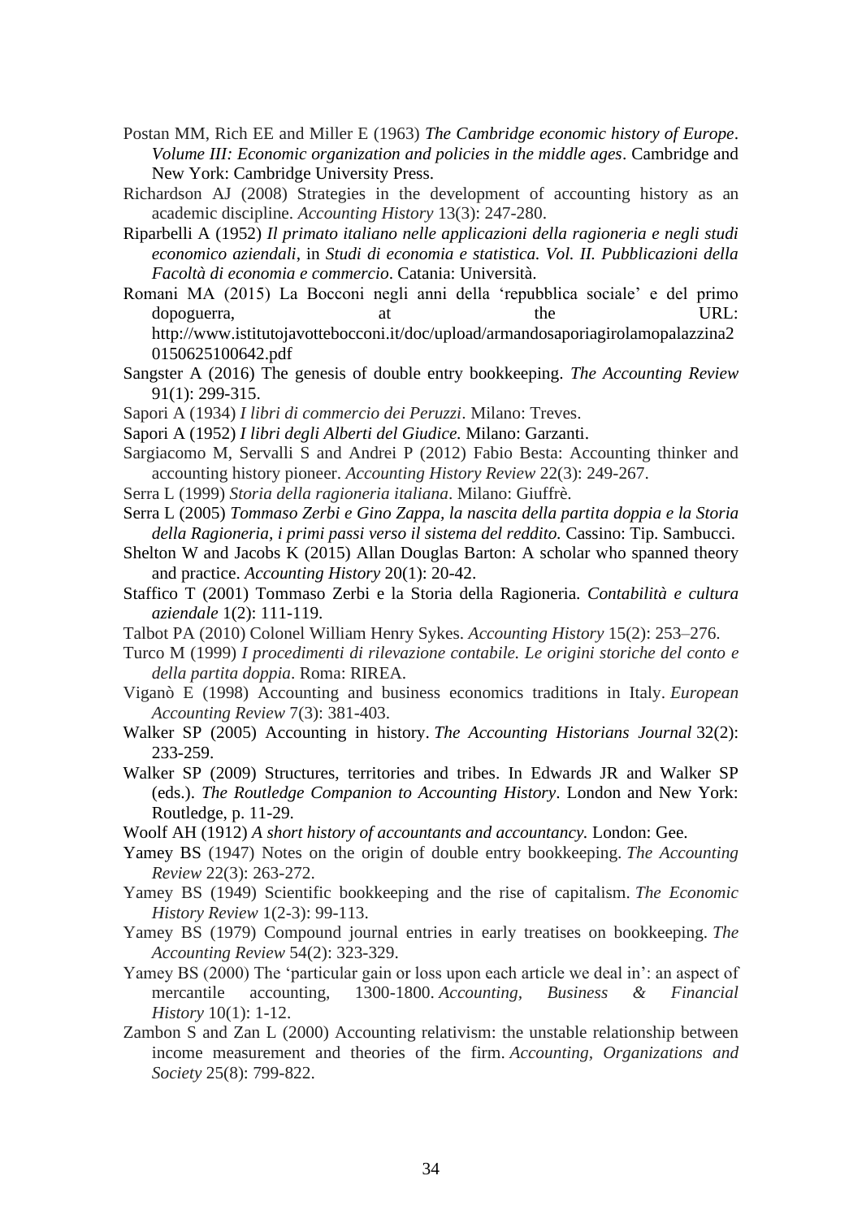Postan MM, Rich EE and Miller E (1963) *The Cambridge economic history of Europe. Volume III: Economic organization and policies in the middle ages*. Cambridge and New York: Cambridge University Press.

Richardson AJ (2008) Strategies in the development of accounting history as an academic discipline. *Accounting History* 13(3): 247-280.

Riparbelli A (1952) *Il primato italiano nelle applicazioni della ragioneria e negli studi economico aziendali*, in *Studi di economia e statistica. Vol. II. Pubblicazioni della Facoltà di economia e commercio*. Catania: Università.

Romani MA (2015) La Bocconi negli anni della 'repubblica sociale' e del primo dopoguerra, at the URL: http://www.istitutojavottebocconi.it/doc/upload/armandosaporiagirolamopalazzina20150625100642.pdf

Sangster A (2016) The genesis of double entry bookkeeping. *The Accounting Review* 91(1): 299-315.

Sapori A (1934) *I libri di commercio dei Peruzzi*. Milano: Treves.

Sapori A (1952) *I libri degli Alberti del Giudice.* Milano: Garzanti.

Sargiacomo M, Servalli S and Andrei P (2012) Fabio Besta: Accounting thinker and accounting history pioneer. *Accounting History Review* 22(3): 249-267.

Serra L (1999) *Storia della ragioneria italiana*. Milano: Giuffrè.

Serra L (2005) *Tommaso Zerbi e Gino Zappa, la nascita della partita doppia e la Storia della Ragioneria, i primi passi verso il sistema del reddito.* Cassino: Tip. Sambucci.

Shelton W and Jacobs K (2015) Allan Douglas Barton: A scholar who spanned theory and practice. *Accounting History* 20(1): 20-42.

Staffico T (2001) Tommaso Zerbi e la Storia della Ragioneria. *Contabilità e cultura aziendale* 1(2): 111-119.

Talbot PA (2010) Colonel William Henry Sykes. *Accounting History* 15(2): 253–276.

Turco M (1999) *I procedimenti di rilevazione contabile. Le origini storiche del conto e della partita doppia*. Roma: RIREA.

Viganò E (1998) Accounting and business economics traditions in Italy. *European Accounting Review* 7(3): 381-403.

Walker SP (2005) Accounting in history. *The Accounting Historians Journal* 32(2): 233-259.

Walker SP (2009) Structures, territories and tribes. In Edwards JR and Walker SP (eds.). *The Routledge Companion to Accounting History*. London and New York: Routledge, p. 11-29.

Woolf AH (1912) *A short history of accountants and accountancy.* London: Gee.

Yamey BS (1947) Notes on the origin of double entry bookkeeping. *The Accounting Review* 22(3): 263-272.

Yamey BS (1949) Scientific bookkeeping and the rise of capitalism. *The Economic History Review* 1(2-3): 99-113.

Yamey BS (1979) Compound journal entries in early treatises on bookkeeping. *The Accounting Review* 54(2): 323-329.

Yamey BS (2000) The 'particular gain or loss upon each article we deal in': an aspect of mercantile accounting, 1300-1800. *Accounting, Business & Financial History* 10(1): 1-12.

Zambon S and Zan L (2000) Accounting relativism: the unstable relationship between income measurement and theories of the firm. *Accounting, Organizations and Society* 25(8): 799-822.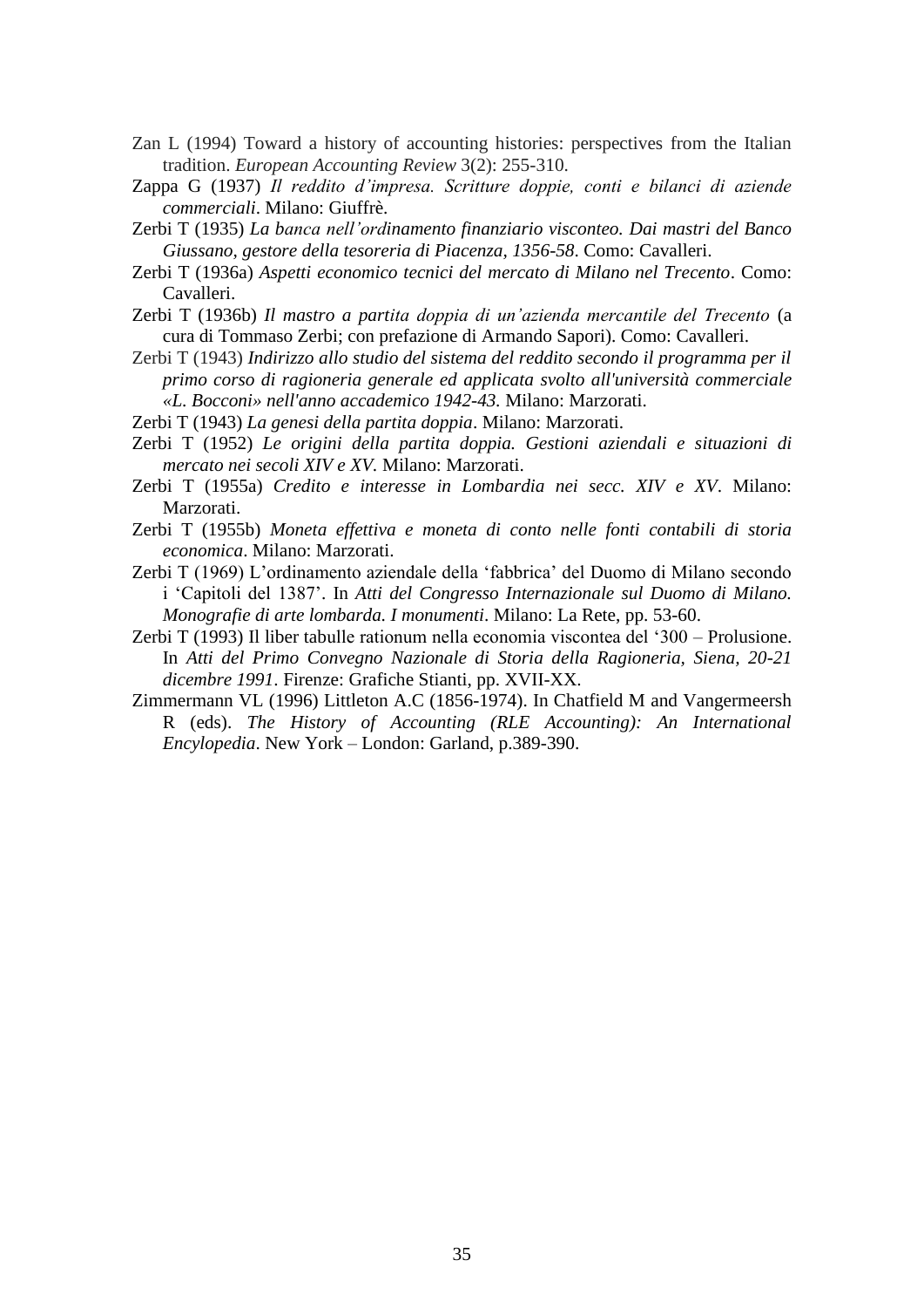Zan L (1994) Toward a history of accounting histories: perspectives from the Italian tradition. *European Accounting Review* 3(2): 255-310.

Zappa G (1937) *Il reddito d'impresa. Scritture doppie, conti e bilanci di aziende commerciali*. Milano: Giuffrè.

Zerbi T (1935) *La banca nell'ordinamento finanziario visconteo. Dai mastri del Banco Giussano, gestore della tesoreria di Piacenza, 1356-58*. Como: Cavalleri.

Zerbi T (1936a) *Aspetti economico tecnici del mercato di Milano nel Trecento*. Como: Cavalleri.

Zerbi T (1936b) *Il mastro a partita doppia di un'azienda mercantile del Trecento* (a cura di Tommaso Zerbi; con prefazione di Armando Sapori). Como: Cavalleri.

Zerbi T (1943) *Indirizzo allo studio del sistema del reddito secondo il programma per il primo corso di ragioneria generale ed applicata svolto all'università commerciale «L. Bocconi» nell'anno accademico 1942-43*. Milano: Marzorati.

Zerbi T (1943) *La genesi della partita doppia*. Milano: Marzorati.

Zerbi T (1952) *Le origini della partita doppia. Gestioni aziendali e situazioni di mercato nei secoli XIV e XV*. Milano: Marzorati.

Zerbi T (1955a) *Credito e interesse in Lombardia nei secc. XIV e XV*. Milano: Marzorati.

Zerbi T (1955b) *Moneta effettiva e moneta di conto nelle fonti contabili di storia economica*. Milano: Marzorati.

Zerbi T (1969) L'ordinamento aziendale della 'fabbrica' del Duomo di Milano secondo i 'Capitoli del 1387'. In *Atti del Congresso Internazionale sul Duomo di Milano. Monografie di arte lombarda. I monumenti*. Milano: La Rete, pp. 53-60.

Zerbi T (1993) Il liber tabulle rationum nella economia viscontea del '300 – Prolusione. In *Atti del Primo Convegno Nazionale di Storia della Ragioneria, Siena, 20-21 dicembre 1991*. Firenze: Grafiche Stianti, pp. XVII-XX.

Zimmermann VL (1996) Littleton A.C (1856-1974). In Chatfield M and Vangermeersh R (eds). *The History of Accounting (RLE Accounting): An International Encylopedia*. New York – London: Garland, p.389-390.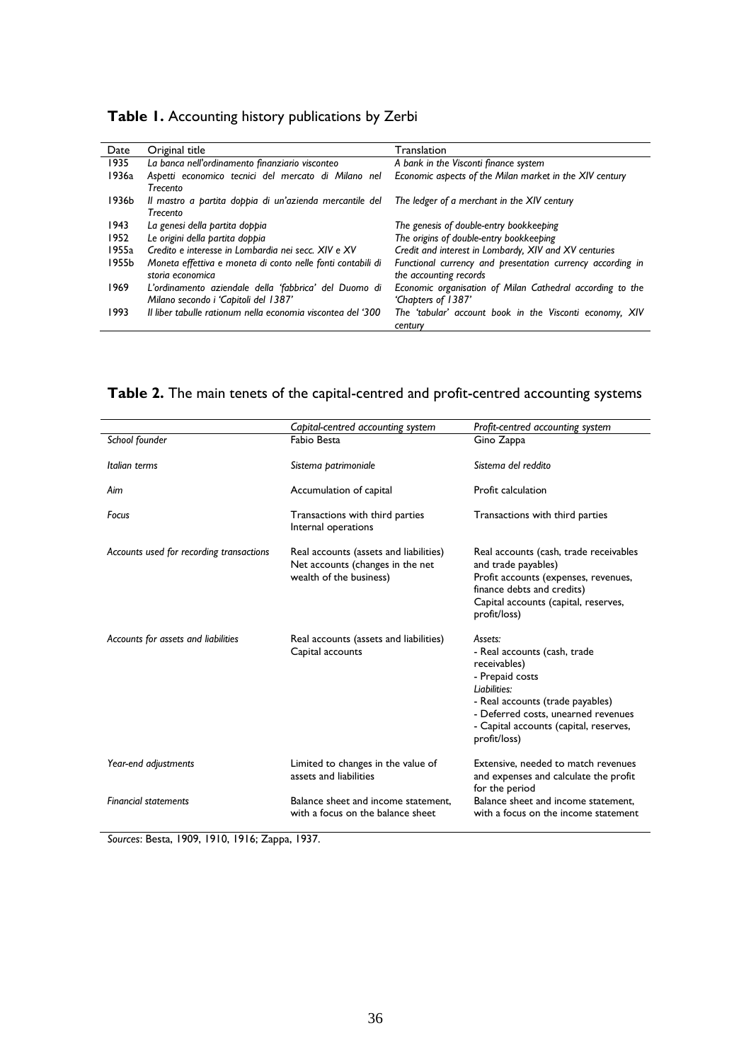**Table 1.** Accounting history publications by Zerbi

| Date | Original title | Translation |
|---|---|---|
| 1935 | *La banca nell'ordinamento finanziario visconteo* | *A bank in the Visconti finance system* |
| 1936a | *Aspetti economico tecnici del mercato di Milano nel Trecento* | *Economic aspects of the Milan market in the XIV century* |
| 1936b | *Il mastro a partita doppia di un'azienda mercantile del Trecento* | *The ledger of a merchant in the XIV century* |
| 1943 | *La genesi della partita doppia* | *The genesis of double-entry bookkeeping* |
| 1952 | *Le origini della partita doppia* | *The origins of double-entry bookkeeping* |
| 1955a | *Credito e interesse in Lombardia nei secc. XIV e XV* | *Credit and interest in Lombardy, XIV and XV centuries* |
| 1955b | *Moneta effettiva e moneta di conto nelle fonti contabili di storia economica* | *Functional currency and presentation currency according in the accounting records* |
| 1969 | *L'ordinamento aziendale della 'fabbrica' del Duomo di Milano secondo i 'Capitoli del 1387'* | *Economic organisation of Milan Cathedral according to the 'Chapters of 1387'* |
| 1993 | *Il liber tabulle rationum nella economia viscontea del '300* | *The 'tabular' account book in the Visconti economy, XIV century* |

**Table 2.** The main tenets of the capital-centred and profit-centred accounting systems

| | *Capital-centred accounting system* | *Profit-centred accounting system* |
|---|---|---|
| *School founder* | Fabio Besta | Gino Zappa |
| *Italian terms* | *Sistema patrimoniale* | *Sistema del reddito* |
| *Aim* | Accumulation of capital | Profit calculation |
| *Focus* | Transactions with third parties<br>Internal operations | Transactions with third parties |
| *Accounts used for recording transactions* | Real accounts (assets and liabilities)<br>Net accounts (changes in the net wealth of the business) | Real accounts (cash, trade receivables and trade payables)<br>Profit accounts (expenses, revenues, finance debts and credits)<br>Capital accounts (capital, reserves, profit/loss) |
| *Accounts for assets and liabilities* | Real accounts (assets and liabilities)<br>Capital accounts | *Assets:*<br>- Real accounts (cash, trade receivables)<br>- Prepaid costs<br>*Liabilities:*<br>- Real accounts (trade payables)<br>- Deferred costs, unearned revenues<br>- Capital accounts (capital, reserves, profit/loss) |
| *Year-end adjustments* | Limited to changes in the value of assets and liabilities | Extensive, needed to match revenues and expenses and calculate the profit for the period |
| *Financial statements* | Balance sheet and income statement, with a focus on the balance sheet | Balance sheet and income statement, with a focus on the income statement |

*Sources*: Besta, 1909, 1910, 1916; Zappa, 1937.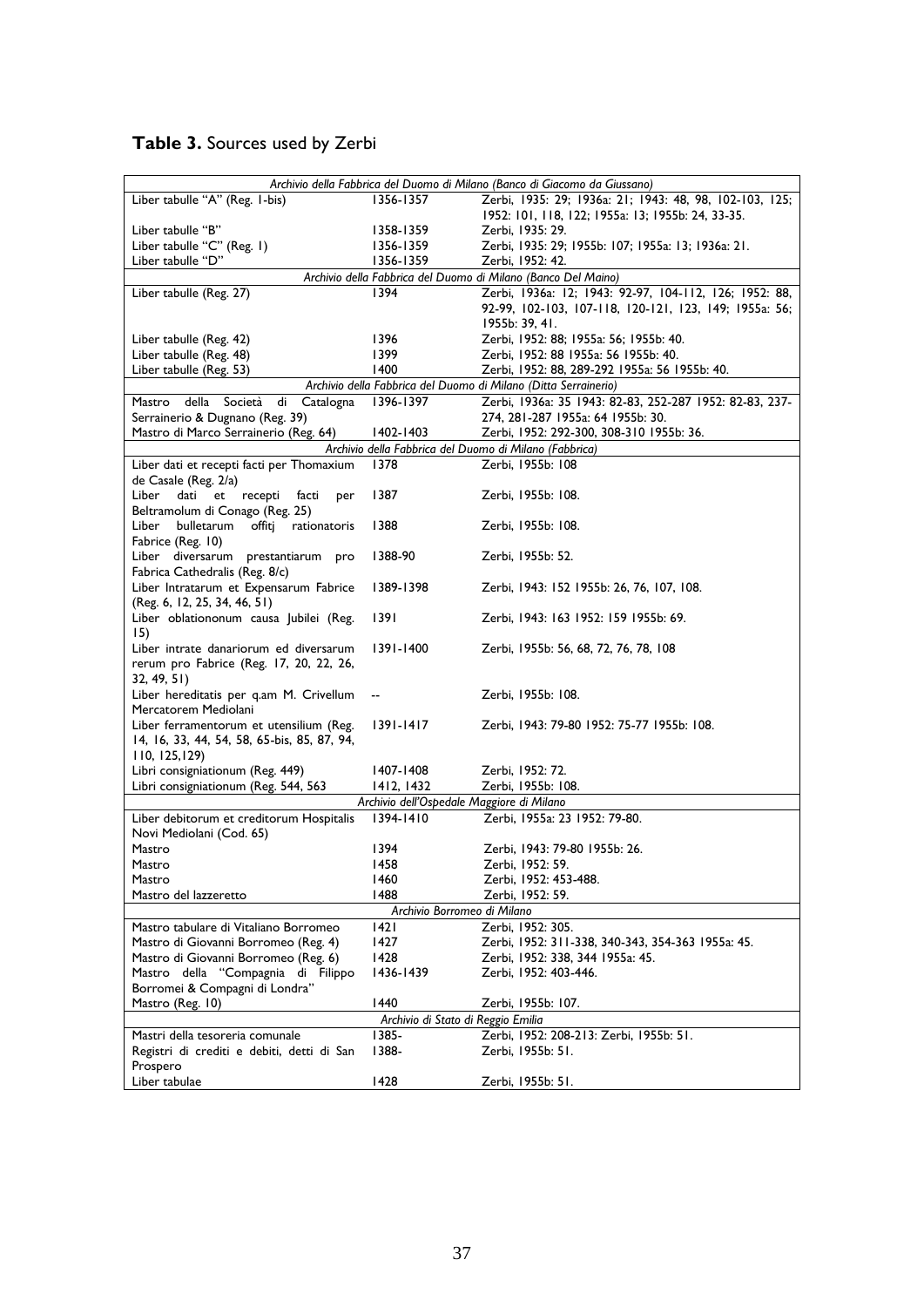## **Table 3.** Sources used by Zerbi

| | | |
|---|---|---|
| *Archivio della Fabbrica del Duomo di Milano (Banco di Giacomo da Giussano)* | | |
| Liber tabulle "A" (Reg. 1-bis) | 1356-1357 | Zerbi, 1935: 29; 1936a: 21; 1943: 48, 98, 102-103, 125; 1952: 101, 118, 122; 1955a: 13; 1955b: 24, 33-35. |
| Liber tabulle "B" | 1358-1359 | Zerbi, 1935: 29. |
| Liber tabulle "C" (Reg. 1) | 1356-1359 | Zerbi, 1935: 29; 1955b: 107; 1955a: 13; 1936a: 21. |
| Liber tabulle "D" | 1356-1359 | Zerbi, 1952: 42. |
| *Archivio della Fabbrica del Duomo di Milano (Banco Del Maino)* | | |
| Liber tabulle (Reg. 27) | 1394 | Zerbi, 1936a: 12; 1943: 92-97, 104-112, 126; 1952: 88, 92-99, 102-103, 107-118, 120-121, 123, 149; 1955a: 56; 1955b: 39, 41. |
| Liber tabulle (Reg. 42) | 1396 | Zerbi, 1952: 88; 1955a: 56; 1955b: 40. |
| Liber tabulle (Reg. 48) | 1399 | Zerbi, 1952: 88 1955a: 56 1955b: 40. |
| Liber tabulle (Reg. 53) | 1400 | Zerbi, 1952: 88, 289-292 1955a: 56 1955b: 40. |
| *Archivio della Fabbrica del Duomo di Milano (Ditta Serrainerio)* | | |
| Mastro della Società di Catalogna Serrainerio & Dugnano (Reg. 39) | 1396-1397 | Zerbi, 1936a: 35 1943: 82-83, 252-287 1952: 82-83, 237-274, 281-287 1955a: 64 1955b: 30. |
| Mastro di Marco Serrainerio (Reg. 64) | 1402-1403 | Zerbi, 1952: 292-300, 308-310 1955b: 36. |
| *Archivio della Fabbrica del Duomo di Milano (Fabbrica)* | | |
| Liber dati et recepti facti per Thomaxium de Casale (Reg. 2/a) | 1378 | Zerbi, 1955b: 108 |
| Liber dati et recepti facti per Beltramolum di Conago (Reg. 25) | 1387 | Zerbi, 1955b: 108. |
| Liber bulletarum offitj rationatoris Fabrice (Reg. 10) | 1388 | Zerbi, 1955b: 108. |
| Liber diversarum prestantiarum pro Fabrica Cathedralis (Reg. 8/c) | 1388-90 | Zerbi, 1955b: 52. |
| Liber Intratarum et Expensarum Fabrice (Reg. 6, 12, 25, 34, 46, 51) | 1389-1398 | Zerbi, 1943: 152 1955b: 26, 76, 107, 108. |
| Liber oblationonum causa Jubilei (Reg. 15) | 1391 | Zerbi, 1943: 163 1952: 159 1955b: 69. |
| Liber intrate danariorum ed diversarum rerum pro Fabrice (Reg. 17, 20, 22, 26, 32, 49, 51) | 1391-1400 | Zerbi, 1955b: 56, 68, 72, 76, 78, 108 |
| Liber hereditatis per q.am M. Crivellum Mercatorem Mediolani | -- | Zerbi, 1955b: 108. |
| Liber ferramentorum et utensilium (Reg. 14, 16, 33, 44, 54, 58, 65-bis, 85, 87, 94, 110, 125,129) | 1391-1417 | Zerbi, 1943: 79-80 1952: 75-77 1955b: 108. |
| Libri consigniationum (Reg. 449) | 1407-1408 | Zerbi, 1952: 72. |
| Libri consigniationum (Reg. 544, 563 | 1412, 1432 | Zerbi, 1955b: 108. |
| *Archivio dell'Ospedale Maggiore di Milano* | | |
| Liber debitorum et creditorum Hospitalis Novi Mediolani (Cod. 65) | 1394-1410 | Zerbi, 1955a: 23 1952: 79-80. |
| Mastro | 1394 | Zerbi, 1943: 79-80 1955b: 26. |
| Mastro | 1458 | Zerbi, 1952: 59. |
| Mastro | 1460 | Zerbi, 1952: 453-488. |
| Mastro del lazzeretto | 1488 | Zerbi, 1952: 59. |
| *Archivio Borromeo di Milano* | | |
| Mastro tabulare di Vitaliano Borromeo | 1421 | Zerbi, 1952: 305. |
| Mastro di Giovanni Borromeo (Reg. 4) | 1427 | Zerbi, 1952: 311-338, 340-343, 354-363 1955a: 45. |
| Mastro di Giovanni Borromeo (Reg. 6) | 1428 | Zerbi, 1952: 338, 344 1955a: 45. |
| Mastro della "Compagnia di Filippo Borromei & Compagni di Londra" | 1436-1439 | Zerbi, 1952: 403-446. |
| Mastro (Reg. 10) | 1440 | Zerbi, 1955b: 107. |
| *Archivio di Stato di Reggio Emilia* | | |
| Mastri della tesoreria comunale | 1385- | Zerbi, 1952: 208-213: Zerbi, 1955b: 51. |
| Registri di crediti e debiti, detti di San Prospero | 1388- | Zerbi, 1955b: 51. |
| Liber tabulae | 1428 | Zerbi, 1955b: 51. |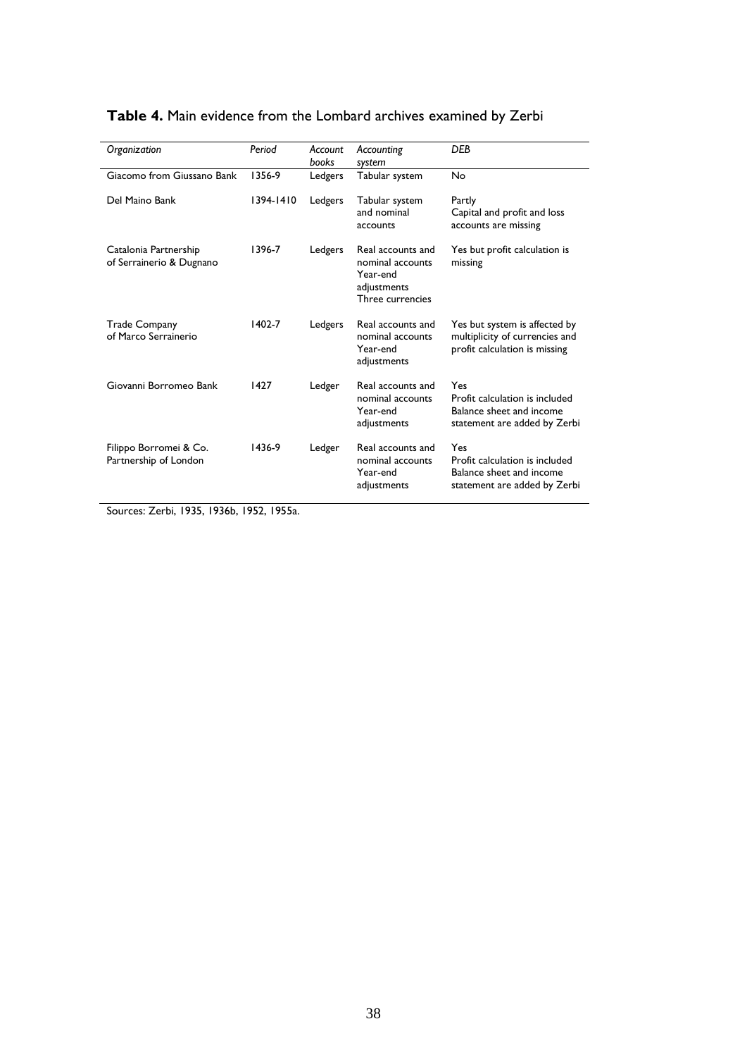**Table 4.** Main evidence from the Lombard archives examined by Zerbi

| *Organization* | *Period* | *Account books* | *Accounting system* | *DEB* |
|---|---|---|---|---|
| Giacomo from Giussano Bank | 1356-9 | Ledgers | Tabular system | No |
| Del Maino Bank | 1394-1410 | Ledgers | Tabular system and nominal accounts | Partly<br>Capital and profit and loss accounts are missing |
| Catalonia Partnership of Serrainerio & Dugnano | 1396-7 | Ledgers | Real accounts and nominal accounts<br>Year-end adjustments<br>Three currencies | Yes but profit calculation is missing |
| Trade Company of Marco Serrainerio | 1402-7 | Ledgers | Real accounts and nominal accounts<br>Year-end adjustments | Yes but system is affected by multiplicity of currencies and profit calculation is missing |
| Giovanni Borromeo Bank | 1427 | Ledger | Real accounts and nominal accounts<br>Year-end adjustments | Yes<br>Profit calculation is included<br>Balance sheet and income statement are added by Zerbi |
| Filippo Borromei & Co. Partnership of London | 1436-9 | Ledger | Real accounts and nominal accounts<br>Year-end adjustments | Yes<br>Profit calculation is included<br>Balance sheet and income statement are added by Zerbi |

Sources: Zerbi, 1935, 1936b, 1952, 1955a.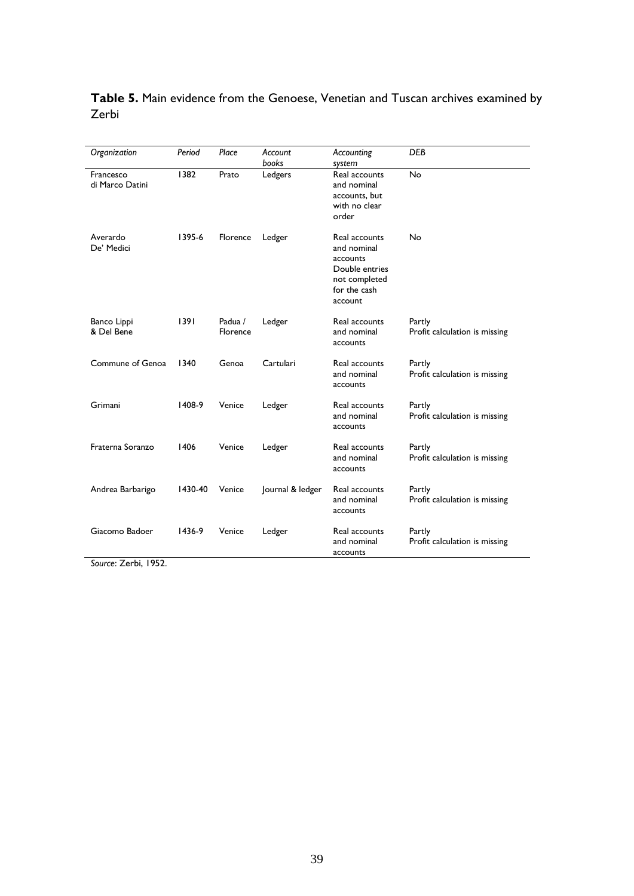**Table 5.** Main evidence from the Genoese, Venetian and Tuscan archives examined by Zerbi

| *Organization* | *Period* | *Place* | *Account books* | *Accounting system* | *DEB* |
|---|---|---|---|---|---|
| Francesco di Marco Datini | 1382 | Prato | Ledgers | Real accounts and nominal accounts, but with no clear order | No |
| Averardo De' Medici | 1395-6 | Florence | Ledger | Real accounts and nominal accounts Double entries not completed for the cash account | No |
| Banco Lippi & Del Bene | 1391 | Padua / Florence | Ledger | Real accounts and nominal accounts | Partly Profit calculation is missing |
| Commune of Genoa | 1340 | Genoa | Cartulari | Real accounts and nominal accounts | Partly Profit calculation is missing |
| Grimani | 1408-9 | Venice | Ledger | Real accounts and nominal accounts | Partly Profit calculation is missing |
| Fraterna Soranzo | 1406 | Venice | Ledger | Real accounts and nominal accounts | Partly Profit calculation is missing |
| Andrea Barbarigo | 1430-40 | Venice | Journal & ledger | Real accounts and nominal accounts | Partly Profit calculation is missing |
| Giacomo Badoer | 1436-9 | Venice | Ledger | Real accounts and nominal accounts | Partly Profit calculation is missing |

*Source*: Zerbi, 1952.